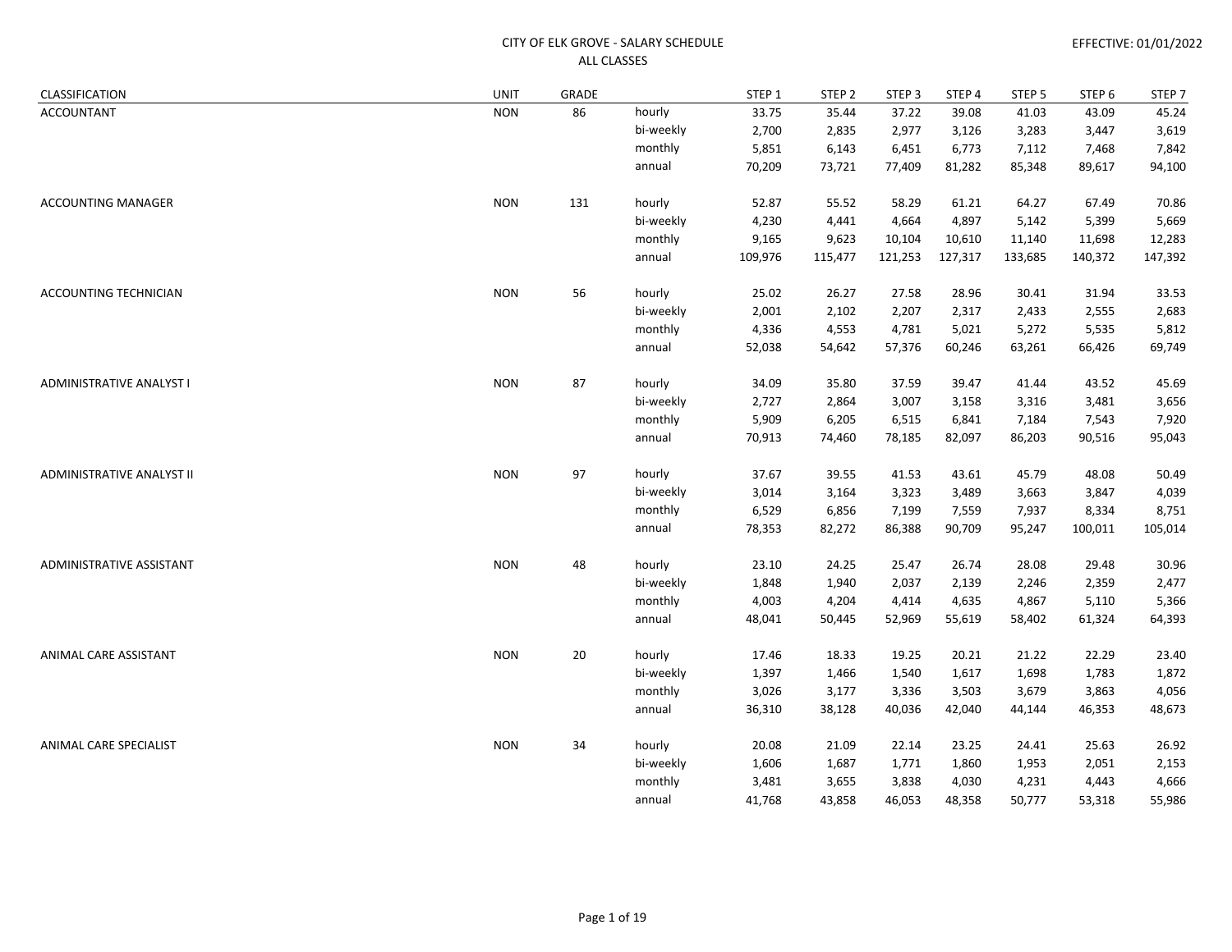CITY OF ELK GROVE - SALARY SCHEDULE
ALL CLASSES

EFFECTIVE: 01/01/2022

| CLASSIFICATION | UNIT | GRADE | | STEP 1 | STEP 2 | STEP 3 | STEP 4 | STEP 5 | STEP 6 | STEP 7 |
|---|---|---|---|---|---|---|---|---|---|---|
| ACCOUNTANT | NON | 86 | hourly | 33.75 | 35.44 | 37.22 | 39.08 | 41.03 | 43.09 | 45.24 |
| | | | bi-weekly | 2,700 | 2,835 | 2,977 | 3,126 | 3,283 | 3,447 | 3,619 |
| | | | monthly | 5,851 | 6,143 | 6,451 | 6,773 | 7,112 | 7,468 | 7,842 |
| | | | annual | 70,209 | 73,721 | 77,409 | 81,282 | 85,348 | 89,617 | 94,100 |
| ACCOUNTING MANAGER | NON | 131 | hourly | 52.87 | 55.52 | 58.29 | 61.21 | 64.27 | 67.49 | 70.86 |
| | | | bi-weekly | 4,230 | 4,441 | 4,664 | 4,897 | 5,142 | 5,399 | 5,669 |
| | | | monthly | 9,165 | 9,623 | 10,104 | 10,610 | 11,140 | 11,698 | 12,283 |
| | | | annual | 109,976 | 115,477 | 121,253 | 127,317 | 133,685 | 140,372 | 147,392 |
| ACCOUNTING TECHNICIAN | NON | 56 | hourly | 25.02 | 26.27 | 27.58 | 28.96 | 30.41 | 31.94 | 33.53 |
| | | | bi-weekly | 2,001 | 2,102 | 2,207 | 2,317 | 2,433 | 2,555 | 2,683 |
| | | | monthly | 4,336 | 4,553 | 4,781 | 5,021 | 5,272 | 5,535 | 5,812 |
| | | | annual | 52,038 | 54,642 | 57,376 | 60,246 | 63,261 | 66,426 | 69,749 |
| ADMINISTRATIVE ANALYST I | NON | 87 | hourly | 34.09 | 35.80 | 37.59 | 39.47 | 41.44 | 43.52 | 45.69 |
| | | | bi-weekly | 2,727 | 2,864 | 3,007 | 3,158 | 3,316 | 3,481 | 3,656 |
| | | | monthly | 5,909 | 6,205 | 6,515 | 6,841 | 7,184 | 7,543 | 7,920 |
| | | | annual | 70,913 | 74,460 | 78,185 | 82,097 | 86,203 | 90,516 | 95,043 |
| ADMINISTRATIVE ANALYST II | NON | 97 | hourly | 37.67 | 39.55 | 41.53 | 43.61 | 45.79 | 48.08 | 50.49 |
| | | | bi-weekly | 3,014 | 3,164 | 3,323 | 3,489 | 3,663 | 3,847 | 4,039 |
| | | | monthly | 6,529 | 6,856 | 7,199 | 7,559 | 7,937 | 8,334 | 8,751 |
| | | | annual | 78,353 | 82,272 | 86,388 | 90,709 | 95,247 | 100,011 | 105,014 |
| ADMINISTRATIVE ASSISTANT | NON | 48 | hourly | 23.10 | 24.25 | 25.47 | 26.74 | 28.08 | 29.48 | 30.96 |
| | | | bi-weekly | 1,848 | 1,940 | 2,037 | 2,139 | 2,246 | 2,359 | 2,477 |
| | | | monthly | 4,003 | 4,204 | 4,414 | 4,635 | 4,867 | 5,110 | 5,366 |
| | | | annual | 48,041 | 50,445 | 52,969 | 55,619 | 58,402 | 61,324 | 64,393 |
| ANIMAL CARE ASSISTANT | NON | 20 | hourly | 17.46 | 18.33 | 19.25 | 20.21 | 21.22 | 22.29 | 23.40 |
| | | | bi-weekly | 1,397 | 1,466 | 1,540 | 1,617 | 1,698 | 1,783 | 1,872 |
| | | | monthly | 3,026 | 3,177 | 3,336 | 3,503 | 3,679 | 3,863 | 4,056 |
| | | | annual | 36,310 | 38,128 | 40,036 | 42,040 | 44,144 | 46,353 | 48,673 |
| ANIMAL CARE SPECIALIST | NON | 34 | hourly | 20.08 | 21.09 | 22.14 | 23.25 | 24.41 | 25.63 | 26.92 |
| | | | bi-weekly | 1,606 | 1,687 | 1,771 | 1,860 | 1,953 | 2,051 | 2,153 |
| | | | monthly | 3,481 | 3,655 | 3,838 | 4,030 | 4,231 | 4,443 | 4,666 |
| | | | annual | 41,768 | 43,858 | 46,053 | 48,358 | 50,777 | 53,318 | 55,986 |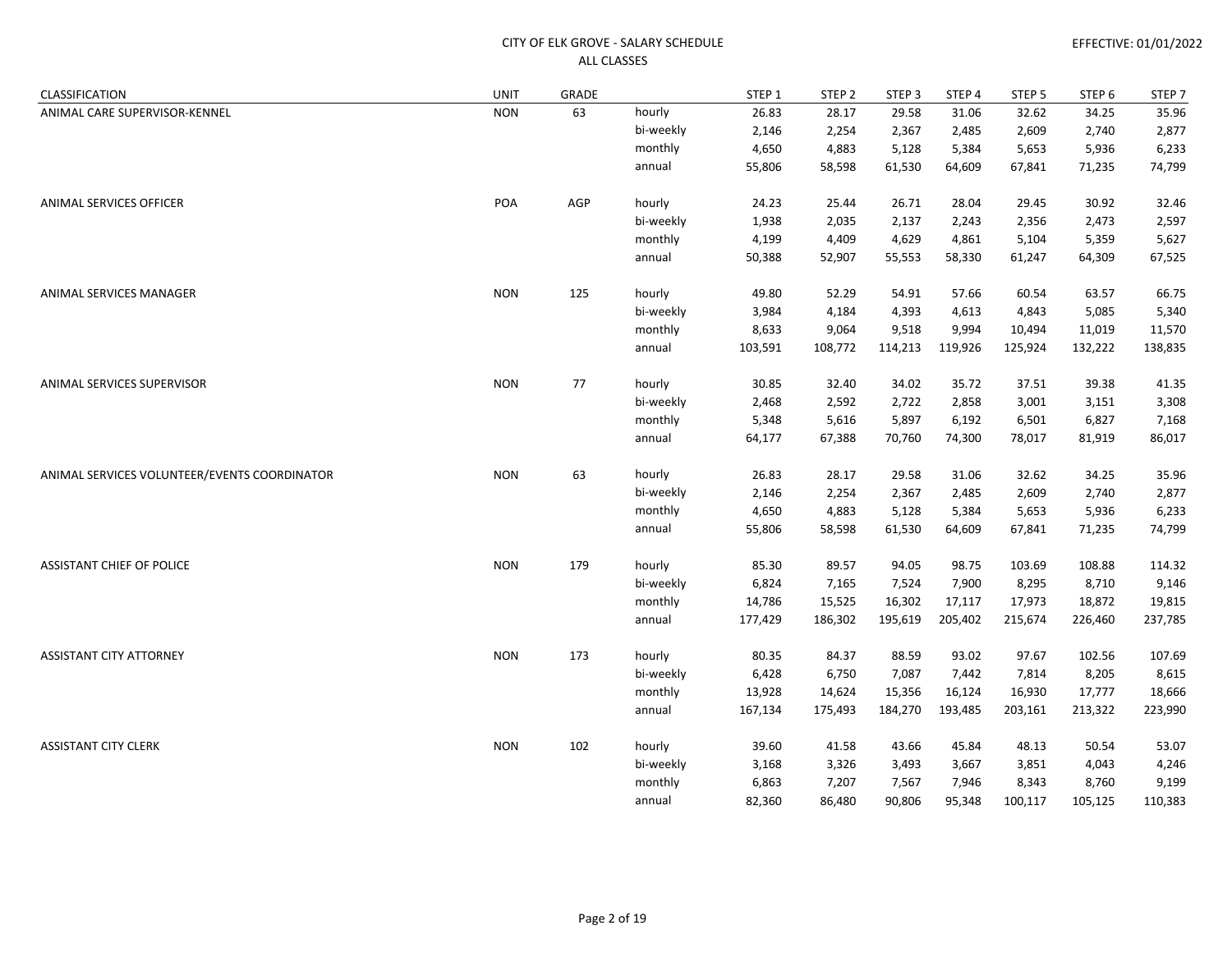CITY OF ELK GROVE - SALARY SCHEDULE
ALL CLASSES

EFFECTIVE: 01/01/2022

| CLASSIFICATION | UNIT | GRADE | | STEP 1 | STEP 2 | STEP 3 | STEP 4 | STEP 5 | STEP 6 | STEP 7 |
|---|---|---|---|---|---|---|---|---|---|---|
| ANIMAL CARE SUPERVISOR-KENNEL | NON | 63 | hourly | 26.83 | 28.17 | 29.58 | 31.06 | 32.62 | 34.25 | 35.96 |
| | | | bi-weekly | 2,146 | 2,254 | 2,367 | 2,485 | 2,609 | 2,740 | 2,877 |
| | | | monthly | 4,650 | 4,883 | 5,128 | 5,384 | 5,653 | 5,936 | 6,233 |
| | | | annual | 55,806 | 58,598 | 61,530 | 64,609 | 67,841 | 71,235 | 74,799 |
| ANIMAL SERVICES OFFICER | POA | AGP | hourly | 24.23 | 25.44 | 26.71 | 28.04 | 29.45 | 30.92 | 32.46 |
| | | | bi-weekly | 1,938 | 2,035 | 2,137 | 2,243 | 2,356 | 2,473 | 2,597 |
| | | | monthly | 4,199 | 4,409 | 4,629 | 4,861 | 5,104 | 5,359 | 5,627 |
| | | | annual | 50,388 | 52,907 | 55,553 | 58,330 | 61,247 | 64,309 | 67,525 |
| ANIMAL SERVICES MANAGER | NON | 125 | hourly | 49.80 | 52.29 | 54.91 | 57.66 | 60.54 | 63.57 | 66.75 |
| | | | bi-weekly | 3,984 | 4,184 | 4,393 | 4,613 | 4,843 | 5,085 | 5,340 |
| | | | monthly | 8,633 | 9,064 | 9,518 | 9,994 | 10,494 | 11,019 | 11,570 |
| | | | annual | 103,591 | 108,772 | 114,213 | 119,926 | 125,924 | 132,222 | 138,835 |
| ANIMAL SERVICES SUPERVISOR | NON | 77 | hourly | 30.85 | 32.40 | 34.02 | 35.72 | 37.51 | 39.38 | 41.35 |
| | | | bi-weekly | 2,468 | 2,592 | 2,722 | 2,858 | 3,001 | 3,151 | 3,308 |
| | | | monthly | 5,348 | 5,616 | 5,897 | 6,192 | 6,501 | 6,827 | 7,168 |
| | | | annual | 64,177 | 67,388 | 70,760 | 74,300 | 78,017 | 81,919 | 86,017 |
| ANIMAL SERVICES VOLUNTEER/EVENTS COORDINATOR | NON | 63 | hourly | 26.83 | 28.17 | 29.58 | 31.06 | 32.62 | 34.25 | 35.96 |
| | | | bi-weekly | 2,146 | 2,254 | 2,367 | 2,485 | 2,609 | 2,740 | 2,877 |
| | | | monthly | 4,650 | 4,883 | 5,128 | 5,384 | 5,653 | 5,936 | 6,233 |
| | | | annual | 55,806 | 58,598 | 61,530 | 64,609 | 67,841 | 71,235 | 74,799 |
| ASSISTANT CHIEF OF POLICE | NON | 179 | hourly | 85.30 | 89.57 | 94.05 | 98.75 | 103.69 | 108.88 | 114.32 |
| | | | bi-weekly | 6,824 | 7,165 | 7,524 | 7,900 | 8,295 | 8,710 | 9,146 |
| | | | monthly | 14,786 | 15,525 | 16,302 | 17,117 | 17,973 | 18,872 | 19,815 |
| | | | annual | 177,429 | 186,302 | 195,619 | 205,402 | 215,674 | 226,460 | 237,785 |
| ASSISTANT CITY ATTORNEY | NON | 173 | hourly | 80.35 | 84.37 | 88.59 | 93.02 | 97.67 | 102.56 | 107.69 |
| | | | bi-weekly | 6,428 | 6,750 | 7,087 | 7,442 | 7,814 | 8,205 | 8,615 |
| | | | monthly | 13,928 | 14,624 | 15,356 | 16,124 | 16,930 | 17,777 | 18,666 |
| | | | annual | 167,134 | 175,493 | 184,270 | 193,485 | 203,161 | 213,322 | 223,990 |
| ASSISTANT CITY CLERK | NON | 102 | hourly | 39.60 | 41.58 | 43.66 | 45.84 | 48.13 | 50.54 | 53.07 |
| | | | bi-weekly | 3,168 | 3,326 | 3,493 | 3,667 | 3,851 | 4,043 | 4,246 |
| | | | monthly | 6,863 | 7,207 | 7,567 | 7,946 | 8,343 | 8,760 | 9,199 |
| | | | annual | 82,360 | 86,480 | 90,806 | 95,348 | 100,117 | 105,125 | 110,383 |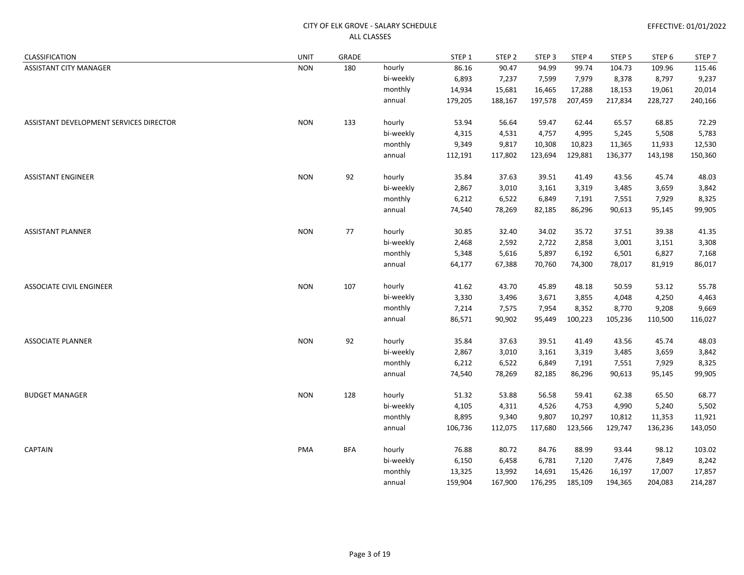CITY OF ELK GROVE - SALARY SCHEDULE
ALL CLASSES

EFFECTIVE: 01/01/2022

| CLASSIFICATION | UNIT | GRADE | | STEP 1 | STEP 2 | STEP 3 | STEP 4 | STEP 5 | STEP 6 | STEP 7 |
|---|---|---|---|---|---|---|---|---|---|---|
| ASSISTANT CITY MANAGER | NON | 180 | hourly | 86.16 | 90.47 | 94.99 | 99.74 | 104.73 | 109.96 | 115.46 |
| | | | bi-weekly | 6,893 | 7,237 | 7,599 | 7,979 | 8,378 | 8,797 | 9,237 |
| | | | monthly | 14,934 | 15,681 | 16,465 | 17,288 | 18,153 | 19,061 | 20,014 |
| | | | annual | 179,205 | 188,167 | 197,578 | 207,459 | 217,834 | 228,727 | 240,166 |
| ASSISTANT DEVELOPMENT SERVICES DIRECTOR | NON | 133 | hourly | 53.94 | 56.64 | 59.47 | 62.44 | 65.57 | 68.85 | 72.29 |
| | | | bi-weekly | 4,315 | 4,531 | 4,757 | 4,995 | 5,245 | 5,508 | 5,783 |
| | | | monthly | 9,349 | 9,817 | 10,308 | 10,823 | 11,365 | 11,933 | 12,530 |
| | | | annual | 112,191 | 117,802 | 123,694 | 129,881 | 136,377 | 143,198 | 150,360 |
| ASSISTANT ENGINEER | NON | 92 | hourly | 35.84 | 37.63 | 39.51 | 41.49 | 43.56 | 45.74 | 48.03 |
| | | | bi-weekly | 2,867 | 3,010 | 3,161 | 3,319 | 3,485 | 3,659 | 3,842 |
| | | | monthly | 6,212 | 6,522 | 6,849 | 7,191 | 7,551 | 7,929 | 8,325 |
| | | | annual | 74,540 | 78,269 | 82,185 | 86,296 | 90,613 | 95,145 | 99,905 |
| ASSISTANT PLANNER | NON | 77 | hourly | 30.85 | 32.40 | 34.02 | 35.72 | 37.51 | 39.38 | 41.35 |
| | | | bi-weekly | 2,468 | 2,592 | 2,722 | 2,858 | 3,001 | 3,151 | 3,308 |
| | | | monthly | 5,348 | 5,616 | 5,897 | 6,192 | 6,501 | 6,827 | 7,168 |
| | | | annual | 64,177 | 67,388 | 70,760 | 74,300 | 78,017 | 81,919 | 86,017 |
| ASSOCIATE CIVIL ENGINEER | NON | 107 | hourly | 41.62 | 43.70 | 45.89 | 48.18 | 50.59 | 53.12 | 55.78 |
| | | | bi-weekly | 3,330 | 3,496 | 3,671 | 3,855 | 4,048 | 4,250 | 4,463 |
| | | | monthly | 7,214 | 7,575 | 7,954 | 8,352 | 8,770 | 9,208 | 9,669 |
| | | | annual | 86,571 | 90,902 | 95,449 | 100,223 | 105,236 | 110,500 | 116,027 |
| ASSOCIATE PLANNER | NON | 92 | hourly | 35.84 | 37.63 | 39.51 | 41.49 | 43.56 | 45.74 | 48.03 |
| | | | bi-weekly | 2,867 | 3,010 | 3,161 | 3,319 | 3,485 | 3,659 | 3,842 |
| | | | monthly | 6,212 | 6,522 | 6,849 | 7,191 | 7,551 | 7,929 | 8,325 |
| | | | annual | 74,540 | 78,269 | 82,185 | 86,296 | 90,613 | 95,145 | 99,905 |
| BUDGET MANAGER | NON | 128 | hourly | 51.32 | 53.88 | 56.58 | 59.41 | 62.38 | 65.50 | 68.77 |
| | | | bi-weekly | 4,105 | 4,311 | 4,526 | 4,753 | 4,990 | 5,240 | 5,502 |
| | | | monthly | 8,895 | 9,340 | 9,807 | 10,297 | 10,812 | 11,353 | 11,921 |
| | | | annual | 106,736 | 112,075 | 117,680 | 123,566 | 129,747 | 136,236 | 143,050 |
| CAPTAIN | PMA | BFA | hourly | 76.88 | 80.72 | 84.76 | 88.99 | 93.44 | 98.12 | 103.02 |
| | | | bi-weekly | 6,150 | 6,458 | 6,781 | 7,120 | 7,476 | 7,849 | 8,242 |
| | | | monthly | 13,325 | 13,992 | 14,691 | 15,426 | 16,197 | 17,007 | 17,857 |
| | | | annual | 159,904 | 167,900 | 176,295 | 185,109 | 194,365 | 204,083 | 214,287 |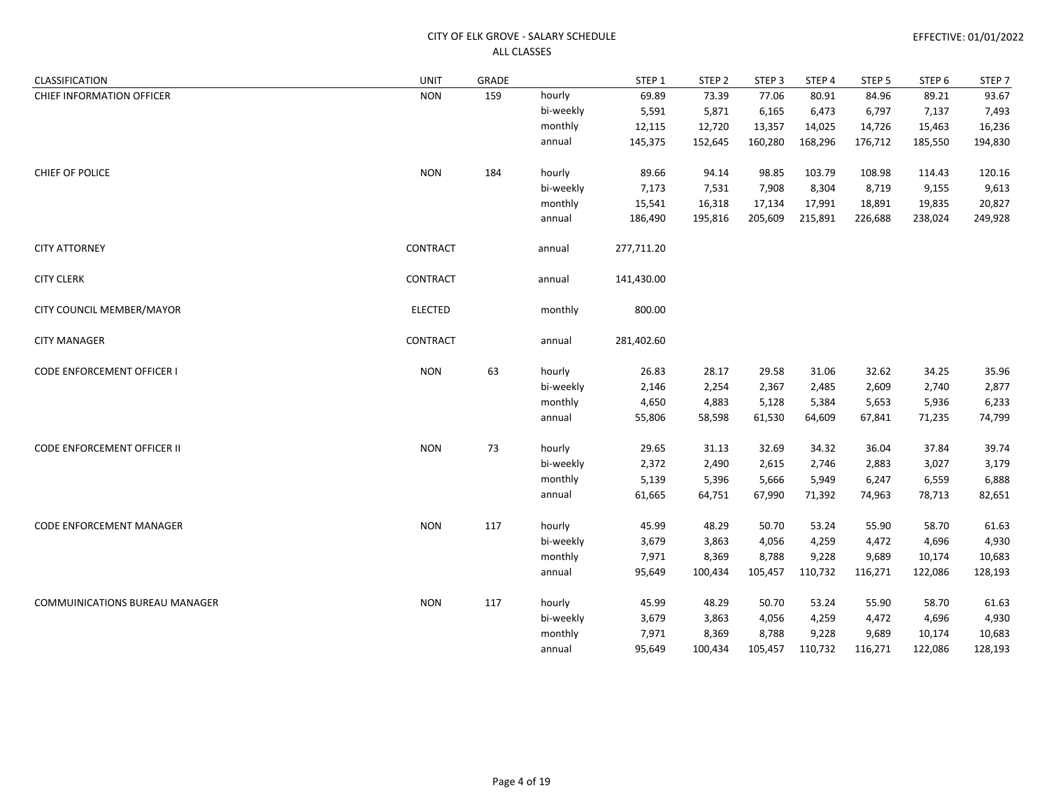CITY OF ELK GROVE - SALARY SCHEDULE
ALL CLASSES

EFFECTIVE: 01/01/2022

| CLASSIFICATION | UNIT | GRADE | | STEP 1 | STEP 2 | STEP 3 | STEP 4 | STEP 5 | STEP 6 | STEP 7 |
|---|---|---|---|---|---|---|---|---|---|---|
| CHIEF INFORMATION OFFICER | NON | 159 | hourly | 69.89 | 73.39 | 77.06 | 80.91 | 84.96 | 89.21 | 93.67 |
| | | | bi-weekly | 5,591 | 5,871 | 6,165 | 6,473 | 6,797 | 7,137 | 7,493 |
| | | | monthly | 12,115 | 12,720 | 13,357 | 14,025 | 14,726 | 15,463 | 16,236 |
| | | | annual | 145,375 | 152,645 | 160,280 | 168,296 | 176,712 | 185,550 | 194,830 |
| CHIEF OF POLICE | NON | 184 | hourly | 89.66 | 94.14 | 98.85 | 103.79 | 108.98 | 114.43 | 120.16 |
| | | | bi-weekly | 7,173 | 7,531 | 7,908 | 8,304 | 8,719 | 9,155 | 9,613 |
| | | | monthly | 15,541 | 16,318 | 17,134 | 17,991 | 18,891 | 19,835 | 20,827 |
| | | | annual | 186,490 | 195,816 | 205,609 | 215,891 | 226,688 | 238,024 | 249,928 |
| CITY ATTORNEY | CONTRACT | | annual | 277,711.20 | | | | | | |
| CITY CLERK | CONTRACT | | annual | 141,430.00 | | | | | | |
| CITY COUNCIL MEMBER/MAYOR | ELECTED | | monthly | 800.00 | | | | | | |
| CITY MANAGER | CONTRACT | | annual | 281,402.60 | | | | | | |
| CODE ENFORCEMENT OFFICER I | NON | 63 | hourly | 26.83 | 28.17 | 29.58 | 31.06 | 32.62 | 34.25 | 35.96 |
| | | | bi-weekly | 2,146 | 2,254 | 2,367 | 2,485 | 2,609 | 2,740 | 2,877 |
| | | | monthly | 4,650 | 4,883 | 5,128 | 5,384 | 5,653 | 5,936 | 6,233 |
| | | | annual | 55,806 | 58,598 | 61,530 | 64,609 | 67,841 | 71,235 | 74,799 |
| CODE ENFORCEMENT OFFICER II | NON | 73 | hourly | 29.65 | 31.13 | 32.69 | 34.32 | 36.04 | 37.84 | 39.74 |
| | | | bi-weekly | 2,372 | 2,490 | 2,615 | 2,746 | 2,883 | 3,027 | 3,179 |
| | | | monthly | 5,139 | 5,396 | 5,666 | 5,949 | 6,247 | 6,559 | 6,888 |
| | | | annual | 61,665 | 64,751 | 67,990 | 71,392 | 74,963 | 78,713 | 82,651 |
| CODE ENFORCEMENT MANAGER | NON | 117 | hourly | 45.99 | 48.29 | 50.70 | 53.24 | 55.90 | 58.70 | 61.63 |
| | | | bi-weekly | 3,679 | 3,863 | 4,056 | 4,259 | 4,472 | 4,696 | 4,930 |
| | | | monthly | 7,971 | 8,369 | 8,788 | 9,228 | 9,689 | 10,174 | 10,683 |
| | | | annual | 95,649 | 100,434 | 105,457 | 110,732 | 116,271 | 122,086 | 128,193 |
| COMMUINICATIONS BUREAU MANAGER | NON | 117 | hourly | 45.99 | 48.29 | 50.70 | 53.24 | 55.90 | 58.70 | 61.63 |
| | | | bi-weekly | 3,679 | 3,863 | 4,056 | 4,259 | 4,472 | 4,696 | 4,930 |
| | | | monthly | 7,971 | 8,369 | 8,788 | 9,228 | 9,689 | 10,174 | 10,683 |
| | | | annual | 95,649 | 100,434 | 105,457 | 110,732 | 116,271 | 122,086 | 128,193 |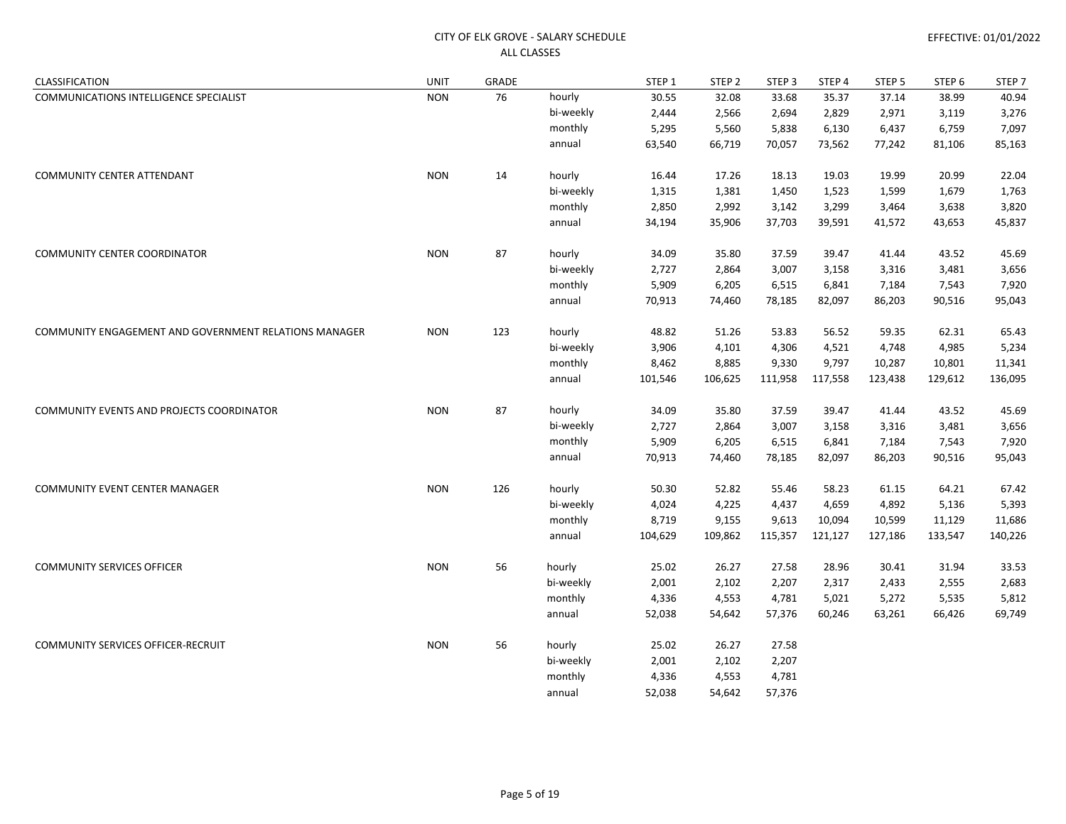CITY OF ELK GROVE - SALARY SCHEDULE
ALL CLASSES

EFFECTIVE: 01/01/2022

| CLASSIFICATION | UNIT | GRADE | | STEP 1 | STEP 2 | STEP 3 | STEP 4 | STEP 5 | STEP 6 | STEP 7 |
|---|---|---|---|---|---|---|---|---|---|---|
| COMMUNICATIONS INTELLIGENCE SPECIALIST | NON | 76 | hourly | 30.55 | 32.08 | 33.68 | 35.37 | 37.14 | 38.99 | 40.94 |
| | | | bi-weekly | 2,444 | 2,566 | 2,694 | 2,829 | 2,971 | 3,119 | 3,276 |
| | | | monthly | 5,295 | 5,560 | 5,838 | 6,130 | 6,437 | 6,759 | 7,097 |
| | | | annual | 63,540 | 66,719 | 70,057 | 73,562 | 77,242 | 81,106 | 85,163 |
| COMMUNITY CENTER ATTENDANT | NON | 14 | hourly | 16.44 | 17.26 | 18.13 | 19.03 | 19.99 | 20.99 | 22.04 |
| | | | bi-weekly | 1,315 | 1,381 | 1,450 | 1,523 | 1,599 | 1,679 | 1,763 |
| | | | monthly | 2,850 | 2,992 | 3,142 | 3,299 | 3,464 | 3,638 | 3,820 |
| | | | annual | 34,194 | 35,906 | 37,703 | 39,591 | 41,572 | 43,653 | 45,837 |
| COMMUNITY CENTER COORDINATOR | NON | 87 | hourly | 34.09 | 35.80 | 37.59 | 39.47 | 41.44 | 43.52 | 45.69 |
| | | | bi-weekly | 2,727 | 2,864 | 3,007 | 3,158 | 3,316 | 3,481 | 3,656 |
| | | | monthly | 5,909 | 6,205 | 6,515 | 6,841 | 7,184 | 7,543 | 7,920 |
| | | | annual | 70,913 | 74,460 | 78,185 | 82,097 | 86,203 | 90,516 | 95,043 |
| COMMUNITY ENGAGEMENT AND GOVERNMENT RELATIONS MANAGER | NON | 123 | hourly | 48.82 | 51.26 | 53.83 | 56.52 | 59.35 | 62.31 | 65.43 |
| | | | bi-weekly | 3,906 | 4,101 | 4,306 | 4,521 | 4,748 | 4,985 | 5,234 |
| | | | monthly | 8,462 | 8,885 | 9,330 | 9,797 | 10,287 | 10,801 | 11,341 |
| | | | annual | 101,546 | 106,625 | 111,958 | 117,558 | 123,438 | 129,612 | 136,095 |
| COMMUNITY EVENTS AND PROJECTS COORDINATOR | NON | 87 | hourly | 34.09 | 35.80 | 37.59 | 39.47 | 41.44 | 43.52 | 45.69 |
| | | | bi-weekly | 2,727 | 2,864 | 3,007 | 3,158 | 3,316 | 3,481 | 3,656 |
| | | | monthly | 5,909 | 6,205 | 6,515 | 6,841 | 7,184 | 7,543 | 7,920 |
| | | | annual | 70,913 | 74,460 | 78,185 | 82,097 | 86,203 | 90,516 | 95,043 |
| COMMUNITY EVENT CENTER MANAGER | NON | 126 | hourly | 50.30 | 52.82 | 55.46 | 58.23 | 61.15 | 64.21 | 67.42 |
| | | | bi-weekly | 4,024 | 4,225 | 4,437 | 4,659 | 4,892 | 5,136 | 5,393 |
| | | | monthly | 8,719 | 9,155 | 9,613 | 10,094 | 10,599 | 11,129 | 11,686 |
| | | | annual | 104,629 | 109,862 | 115,357 | 121,127 | 127,186 | 133,547 | 140,226 |
| COMMUNITY SERVICES OFFICER | NON | 56 | hourly | 25.02 | 26.27 | 27.58 | 28.96 | 30.41 | 31.94 | 33.53 |
| | | | bi-weekly | 2,001 | 2,102 | 2,207 | 2,317 | 2,433 | 2,555 | 2,683 |
| | | | monthly | 4,336 | 4,553 | 4,781 | 5,021 | 5,272 | 5,535 | 5,812 |
| | | | annual | 52,038 | 54,642 | 57,376 | 60,246 | 63,261 | 66,426 | 69,749 |
| COMMUNITY SERVICES OFFICER-RECRUIT | NON | 56 | hourly | 25.02 | 26.27 | 27.58 | | | | |
| | | | bi-weekly | 2,001 | 2,102 | 2,207 | | | | |
| | | | monthly | 4,336 | 4,553 | 4,781 | | | | |
| | | | annual | 52,038 | 54,642 | 57,376 | | | | |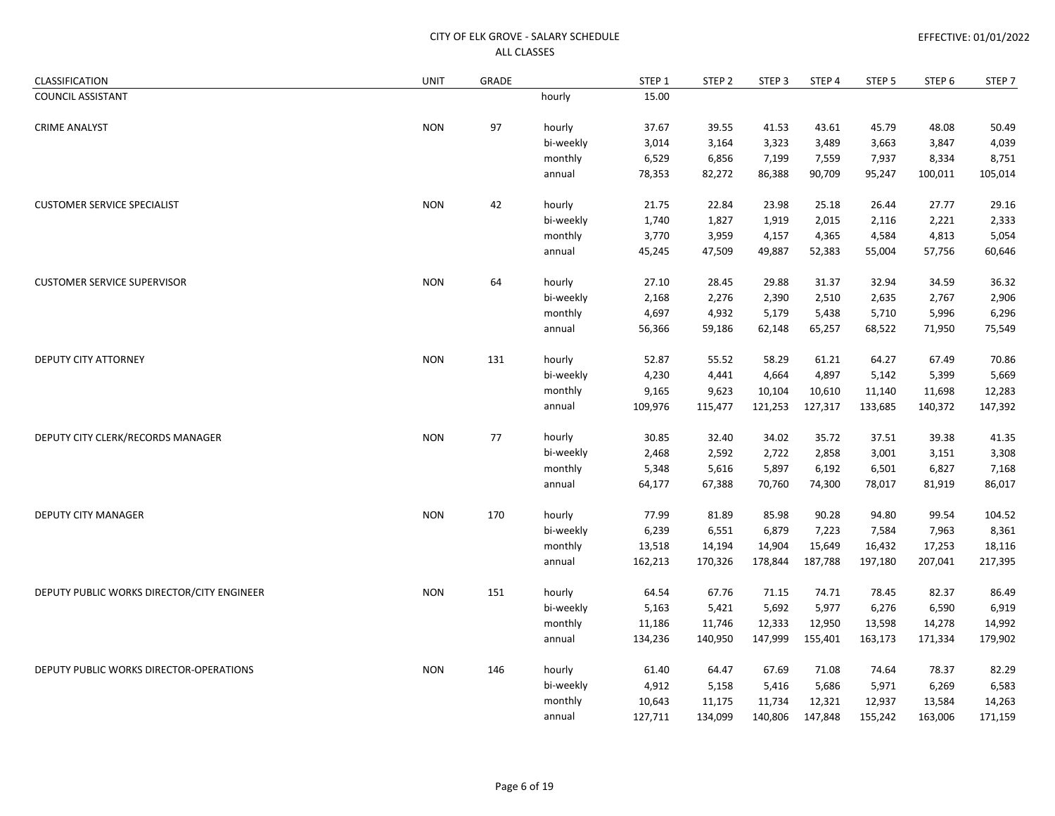CITY OF ELK GROVE - SALARY SCHEDULE
ALL CLASSES

EFFECTIVE: 01/01/2022

| CLASSIFICATION | UNIT | GRADE | | STEP 1 | STEP 2 | STEP 3 | STEP 4 | STEP 5 | STEP 6 | STEP 7 |
|---|---|---|---|---|---|---|---|---|---|---|
| COUNCIL ASSISTANT | | | hourly | 15.00 | | | | | | |
| CRIME ANALYST | NON | 97 | hourly | 37.67 | 39.55 | 41.53 | 43.61 | 45.79 | 48.08 | 50.49 |
| | | | bi-weekly | 3,014 | 3,164 | 3,323 | 3,489 | 3,663 | 3,847 | 4,039 |
| | | | monthly | 6,529 | 6,856 | 7,199 | 7,559 | 7,937 | 8,334 | 8,751 |
| | | | annual | 78,353 | 82,272 | 86,388 | 90,709 | 95,247 | 100,011 | 105,014 |
| CUSTOMER SERVICE SPECIALIST | NON | 42 | hourly | 21.75 | 22.84 | 23.98 | 25.18 | 26.44 | 27.77 | 29.16 |
| | | | bi-weekly | 1,740 | 1,827 | 1,919 | 2,015 | 2,116 | 2,221 | 2,333 |
| | | | monthly | 3,770 | 3,959 | 4,157 | 4,365 | 4,584 | 4,813 | 5,054 |
| | | | annual | 45,245 | 47,509 | 49,887 | 52,383 | 55,004 | 57,756 | 60,646 |
| CUSTOMER SERVICE SUPERVISOR | NON | 64 | hourly | 27.10 | 28.45 | 29.88 | 31.37 | 32.94 | 34.59 | 36.32 |
| | | | bi-weekly | 2,168 | 2,276 | 2,390 | 2,510 | 2,635 | 2,767 | 2,906 |
| | | | monthly | 4,697 | 4,932 | 5,179 | 5,438 | 5,710 | 5,996 | 6,296 |
| | | | annual | 56,366 | 59,186 | 62,148 | 65,257 | 68,522 | 71,950 | 75,549 |
| DEPUTY CITY ATTORNEY | NON | 131 | hourly | 52.87 | 55.52 | 58.29 | 61.21 | 64.27 | 67.49 | 70.86 |
| | | | bi-weekly | 4,230 | 4,441 | 4,664 | 4,897 | 5,142 | 5,399 | 5,669 |
| | | | monthly | 9,165 | 9,623 | 10,104 | 10,610 | 11,140 | 11,698 | 12,283 |
| | | | annual | 109,976 | 115,477 | 121,253 | 127,317 | 133,685 | 140,372 | 147,392 |
| DEPUTY CITY CLERK/RECORDS MANAGER | NON | 77 | hourly | 30.85 | 32.40 | 34.02 | 35.72 | 37.51 | 39.38 | 41.35 |
| | | | bi-weekly | 2,468 | 2,592 | 2,722 | 2,858 | 3,001 | 3,151 | 3,308 |
| | | | monthly | 5,348 | 5,616 | 5,897 | 6,192 | 6,501 | 6,827 | 7,168 |
| | | | annual | 64,177 | 67,388 | 70,760 | 74,300 | 78,017 | 81,919 | 86,017 |
| DEPUTY CITY MANAGER | NON | 170 | hourly | 77.99 | 81.89 | 85.98 | 90.28 | 94.80 | 99.54 | 104.52 |
| | | | bi-weekly | 6,239 | 6,551 | 6,879 | 7,223 | 7,584 | 7,963 | 8,361 |
| | | | monthly | 13,518 | 14,194 | 14,904 | 15,649 | 16,432 | 17,253 | 18,116 |
| | | | annual | 162,213 | 170,326 | 178,844 | 187,788 | 197,180 | 207,041 | 217,395 |
| DEPUTY PUBLIC WORKS DIRECTOR/CITY ENGINEER | NON | 151 | hourly | 64.54 | 67.76 | 71.15 | 74.71 | 78.45 | 82.37 | 86.49 |
| | | | bi-weekly | 5,163 | 5,421 | 5,692 | 5,977 | 6,276 | 6,590 | 6,919 |
| | | | monthly | 11,186 | 11,746 | 12,333 | 12,950 | 13,598 | 14,278 | 14,992 |
| | | | annual | 134,236 | 140,950 | 147,999 | 155,401 | 163,173 | 171,334 | 179,902 |
| DEPUTY PUBLIC WORKS DIRECTOR-OPERATIONS | NON | 146 | hourly | 61.40 | 64.47 | 67.69 | 71.08 | 74.64 | 78.37 | 82.29 |
| | | | bi-weekly | 4,912 | 5,158 | 5,416 | 5,686 | 5,971 | 6,269 | 6,583 |
| | | | monthly | 10,643 | 11,175 | 11,734 | 12,321 | 12,937 | 13,584 | 14,263 |
| | | | annual | 127,711 | 134,099 | 140,806 | 147,848 | 155,242 | 163,006 | 171,159 |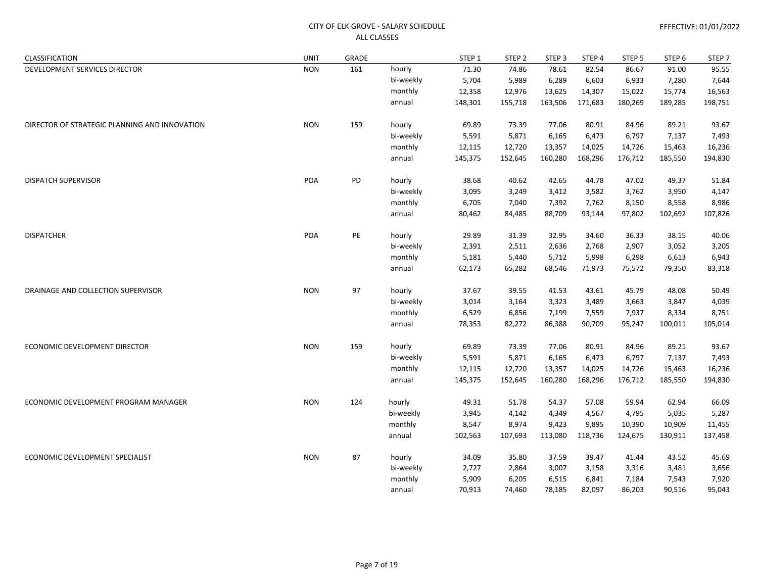CITY OF ELK GROVE - SALARY SCHEDULE
ALL CLASSES

EFFECTIVE: 01/01/2022

| CLASSIFICATION | UNIT | GRADE | | STEP 1 | STEP 2 | STEP 3 | STEP 4 | STEP 5 | STEP 6 | STEP 7 |
|---|---|---|---|---|---|---|---|---|---|---|
| DEVELOPMENT SERVICES DIRECTOR | NON | 161 | hourly | 71.30 | 74.86 | 78.61 | 82.54 | 86.67 | 91.00 | 95.55 |
| | | | bi-weekly | 5,704 | 5,989 | 6,289 | 6,603 | 6,933 | 7,280 | 7,644 |
| | | | monthly | 12,358 | 12,976 | 13,625 | 14,307 | 15,022 | 15,774 | 16,563 |
| | | | annual | 148,301 | 155,718 | 163,506 | 171,683 | 180,269 | 189,285 | 198,751 |
| DIRECTOR OF STRATEGIC PLANNING AND INNOVATION | NON | 159 | hourly | 69.89 | 73.39 | 77.06 | 80.91 | 84.96 | 89.21 | 93.67 |
| | | | bi-weekly | 5,591 | 5,871 | 6,165 | 6,473 | 6,797 | 7,137 | 7,493 |
| | | | monthly | 12,115 | 12,720 | 13,357 | 14,025 | 14,726 | 15,463 | 16,236 |
| | | | annual | 145,375 | 152,645 | 160,280 | 168,296 | 176,712 | 185,550 | 194,830 |
| DISPATCH SUPERVISOR | POA | PD | hourly | 38.68 | 40.62 | 42.65 | 44.78 | 47.02 | 49.37 | 51.84 |
| | | | bi-weekly | 3,095 | 3,249 | 3,412 | 3,582 | 3,762 | 3,950 | 4,147 |
| | | | monthly | 6,705 | 7,040 | 7,392 | 7,762 | 8,150 | 8,558 | 8,986 |
| | | | annual | 80,462 | 84,485 | 88,709 | 93,144 | 97,802 | 102,692 | 107,826 |
| DISPATCHER | POA | PE | hourly | 29.89 | 31.39 | 32.95 | 34.60 | 36.33 | 38.15 | 40.06 |
| | | | bi-weekly | 2,391 | 2,511 | 2,636 | 2,768 | 2,907 | 3,052 | 3,205 |
| | | | monthly | 5,181 | 5,440 | 5,712 | 5,998 | 6,298 | 6,613 | 6,943 |
| | | | annual | 62,173 | 65,282 | 68,546 | 71,973 | 75,572 | 79,350 | 83,318 |
| DRAINAGE AND COLLECTION SUPERVISOR | NON | 97 | hourly | 37.67 | 39.55 | 41.53 | 43.61 | 45.79 | 48.08 | 50.49 |
| | | | bi-weekly | 3,014 | 3,164 | 3,323 | 3,489 | 3,663 | 3,847 | 4,039 |
| | | | monthly | 6,529 | 6,856 | 7,199 | 7,559 | 7,937 | 8,334 | 8,751 |
| | | | annual | 78,353 | 82,272 | 86,388 | 90,709 | 95,247 | 100,011 | 105,014 |
| ECONOMIC DEVELOPMENT DIRECTOR | NON | 159 | hourly | 69.89 | 73.39 | 77.06 | 80.91 | 84.96 | 89.21 | 93.67 |
| | | | bi-weekly | 5,591 | 5,871 | 6,165 | 6,473 | 6,797 | 7,137 | 7,493 |
| | | | monthly | 12,115 | 12,720 | 13,357 | 14,025 | 14,726 | 15,463 | 16,236 |
| | | | annual | 145,375 | 152,645 | 160,280 | 168,296 | 176,712 | 185,550 | 194,830 |
| ECONOMIC DEVELOPMENT PROGRAM MANAGER | NON | 124 | hourly | 49.31 | 51.78 | 54.37 | 57.08 | 59.94 | 62.94 | 66.09 |
| | | | bi-weekly | 3,945 | 4,142 | 4,349 | 4,567 | 4,795 | 5,035 | 5,287 |
| | | | monthly | 8,547 | 8,974 | 9,423 | 9,895 | 10,390 | 10,909 | 11,455 |
| | | | annual | 102,563 | 107,693 | 113,080 | 118,736 | 124,675 | 130,911 | 137,458 |
| ECONOMIC DEVELOPMENT SPECIALIST | NON | 87 | hourly | 34.09 | 35.80 | 37.59 | 39.47 | 41.44 | 43.52 | 45.69 |
| | | | bi-weekly | 2,727 | 2,864 | 3,007 | 3,158 | 3,316 | 3,481 | 3,656 |
| | | | monthly | 5,909 | 6,205 | 6,515 | 6,841 | 7,184 | 7,543 | 7,920 |
| | | | annual | 70,913 | 74,460 | 78,185 | 82,097 | 86,203 | 90,516 | 95,043 |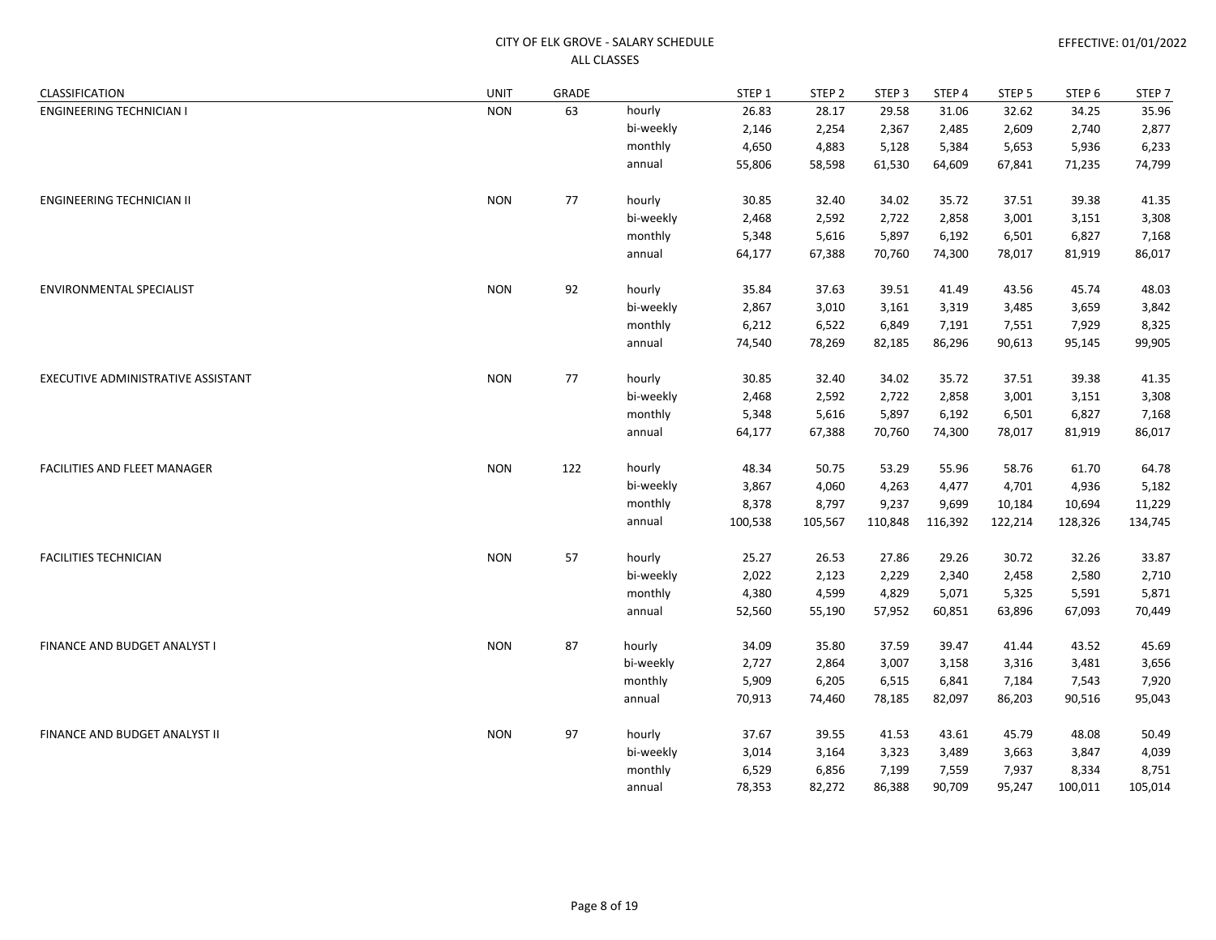CITY OF ELK GROVE - SALARY SCHEDULE
ALL CLASSES

EFFECTIVE: 01/01/2022

| CLASSIFICATION | UNIT | GRADE | | STEP 1 | STEP 2 | STEP 3 | STEP 4 | STEP 5 | STEP 6 | STEP 7 |
|---|---|---|---|---|---|---|---|---|---|---|
| ENGINEERING TECHNICIAN I | NON | 63 | hourly | 26.83 | 28.17 | 29.58 | 31.06 | 32.62 | 34.25 | 35.96 |
| | | | bi-weekly | 2,146 | 2,254 | 2,367 | 2,485 | 2,609 | 2,740 | 2,877 |
| | | | monthly | 4,650 | 4,883 | 5,128 | 5,384 | 5,653 | 5,936 | 6,233 |
| | | | annual | 55,806 | 58,598 | 61,530 | 64,609 | 67,841 | 71,235 | 74,799 |
| ENGINEERING TECHNICIAN II | NON | 77 | hourly | 30.85 | 32.40 | 34.02 | 35.72 | 37.51 | 39.38 | 41.35 |
| | | | bi-weekly | 2,468 | 2,592 | 2,722 | 2,858 | 3,001 | 3,151 | 3,308 |
| | | | monthly | 5,348 | 5,616 | 5,897 | 6,192 | 6,501 | 6,827 | 7,168 |
| | | | annual | 64,177 | 67,388 | 70,760 | 74,300 | 78,017 | 81,919 | 86,017 |
| ENVIRONMENTAL SPECIALIST | NON | 92 | hourly | 35.84 | 37.63 | 39.51 | 41.49 | 43.56 | 45.74 | 48.03 |
| | | | bi-weekly | 2,867 | 3,010 | 3,161 | 3,319 | 3,485 | 3,659 | 3,842 |
| | | | monthly | 6,212 | 6,522 | 6,849 | 7,191 | 7,551 | 7,929 | 8,325 |
| | | | annual | 74,540 | 78,269 | 82,185 | 86,296 | 90,613 | 95,145 | 99,905 |
| EXECUTIVE ADMINISTRATIVE ASSISTANT | NON | 77 | hourly | 30.85 | 32.40 | 34.02 | 35.72 | 37.51 | 39.38 | 41.35 |
| | | | bi-weekly | 2,468 | 2,592 | 2,722 | 2,858 | 3,001 | 3,151 | 3,308 |
| | | | monthly | 5,348 | 5,616 | 5,897 | 6,192 | 6,501 | 6,827 | 7,168 |
| | | | annual | 64,177 | 67,388 | 70,760 | 74,300 | 78,017 | 81,919 | 86,017 |
| FACILITIES AND FLEET MANAGER | NON | 122 | hourly | 48.34 | 50.75 | 53.29 | 55.96 | 58.76 | 61.70 | 64.78 |
| | | | bi-weekly | 3,867 | 4,060 | 4,263 | 4,477 | 4,701 | 4,936 | 5,182 |
| | | | monthly | 8,378 | 8,797 | 9,237 | 9,699 | 10,184 | 10,694 | 11,229 |
| | | | annual | 100,538 | 105,567 | 110,848 | 116,392 | 122,214 | 128,326 | 134,745 |
| FACILITIES TECHNICIAN | NON | 57 | hourly | 25.27 | 26.53 | 27.86 | 29.26 | 30.72 | 32.26 | 33.87 |
| | | | bi-weekly | 2,022 | 2,123 | 2,229 | 2,340 | 2,458 | 2,580 | 2,710 |
| | | | monthly | 4,380 | 4,599 | 4,829 | 5,071 | 5,325 | 5,591 | 5,871 |
| | | | annual | 52,560 | 55,190 | 57,952 | 60,851 | 63,896 | 67,093 | 70,449 |
| FINANCE AND BUDGET ANALYST I | NON | 87 | hourly | 34.09 | 35.80 | 37.59 | 39.47 | 41.44 | 43.52 | 45.69 |
| | | | bi-weekly | 2,727 | 2,864 | 3,007 | 3,158 | 3,316 | 3,481 | 3,656 |
| | | | monthly | 5,909 | 6,205 | 6,515 | 6,841 | 7,184 | 7,543 | 7,920 |
| | | | annual | 70,913 | 74,460 | 78,185 | 82,097 | 86,203 | 90,516 | 95,043 |
| FINANCE AND BUDGET ANALYST II | NON | 97 | hourly | 37.67 | 39.55 | 41.53 | 43.61 | 45.79 | 48.08 | 50.49 |
| | | | bi-weekly | 3,014 | 3,164 | 3,323 | 3,489 | 3,663 | 3,847 | 4,039 |
| | | | monthly | 6,529 | 6,856 | 7,199 | 7,559 | 7,937 | 8,334 | 8,751 |
| | | | annual | 78,353 | 82,272 | 86,388 | 90,709 | 95,247 | 100,011 | 105,014 |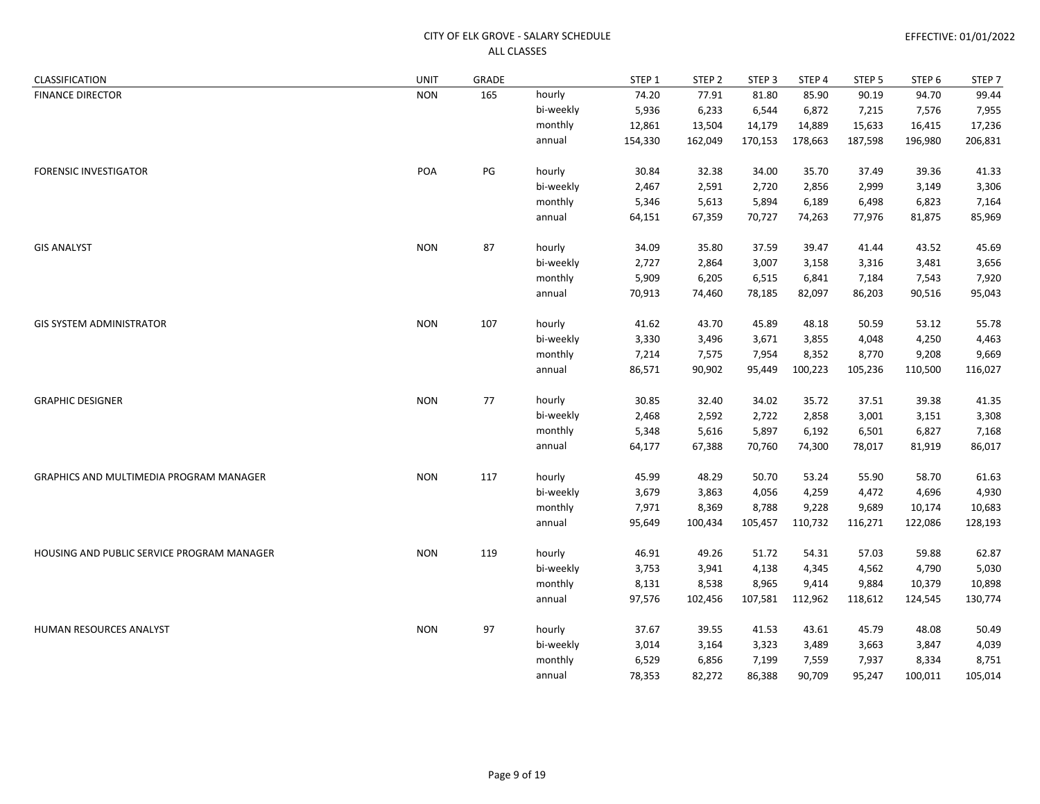CITY OF ELK GROVE - SALARY SCHEDULE
ALL CLASSES

EFFECTIVE: 01/01/2022

| CLASSIFICATION | UNIT | GRADE | | STEP 1 | STEP 2 | STEP 3 | STEP 4 | STEP 5 | STEP 6 | STEP 7 |
|---|---|---|---|---|---|---|---|---|---|---|
| FINANCE DIRECTOR | NON | 165 | hourly | 74.20 | 77.91 | 81.80 | 85.90 | 90.19 | 94.70 | 99.44 |
| | | | bi-weekly | 5,936 | 6,233 | 6,544 | 6,872 | 7,215 | 7,576 | 7,955 |
| | | | monthly | 12,861 | 13,504 | 14,179 | 14,889 | 15,633 | 16,415 | 17,236 |
| | | | annual | 154,330 | 162,049 | 170,153 | 178,663 | 187,598 | 196,980 | 206,831 |
| FORENSIC INVESTIGATOR | POA | PG | hourly | 30.84 | 32.38 | 34.00 | 35.70 | 37.49 | 39.36 | 41.33 |
| | | | bi-weekly | 2,467 | 2,591 | 2,720 | 2,856 | 2,999 | 3,149 | 3,306 |
| | | | monthly | 5,346 | 5,613 | 5,894 | 6,189 | 6,498 | 6,823 | 7,164 |
| | | | annual | 64,151 | 67,359 | 70,727 | 74,263 | 77,976 | 81,875 | 85,969 |
| GIS ANALYST | NON | 87 | hourly | 34.09 | 35.80 | 37.59 | 39.47 | 41.44 | 43.52 | 45.69 |
| | | | bi-weekly | 2,727 | 2,864 | 3,007 | 3,158 | 3,316 | 3,481 | 3,656 |
| | | | monthly | 5,909 | 6,205 | 6,515 | 6,841 | 7,184 | 7,543 | 7,920 |
| | | | annual | 70,913 | 74,460 | 78,185 | 82,097 | 86,203 | 90,516 | 95,043 |
| GIS SYSTEM ADMINISTRATOR | NON | 107 | hourly | 41.62 | 43.70 | 45.89 | 48.18 | 50.59 | 53.12 | 55.78 |
| | | | bi-weekly | 3,330 | 3,496 | 3,671 | 3,855 | 4,048 | 4,250 | 4,463 |
| | | | monthly | 7,214 | 7,575 | 7,954 | 8,352 | 8,770 | 9,208 | 9,669 |
| | | | annual | 86,571 | 90,902 | 95,449 | 100,223 | 105,236 | 110,500 | 116,027 |
| GRAPHIC DESIGNER | NON | 77 | hourly | 30.85 | 32.40 | 34.02 | 35.72 | 37.51 | 39.38 | 41.35 |
| | | | bi-weekly | 2,468 | 2,592 | 2,722 | 2,858 | 3,001 | 3,151 | 3,308 |
| | | | monthly | 5,348 | 5,616 | 5,897 | 6,192 | 6,501 | 6,827 | 7,168 |
| | | | annual | 64,177 | 67,388 | 70,760 | 74,300 | 78,017 | 81,919 | 86,017 |
| GRAPHICS AND MULTIMEDIA PROGRAM MANAGER | NON | 117 | hourly | 45.99 | 48.29 | 50.70 | 53.24 | 55.90 | 58.70 | 61.63 |
| | | | bi-weekly | 3,679 | 3,863 | 4,056 | 4,259 | 4,472 | 4,696 | 4,930 |
| | | | monthly | 7,971 | 8,369 | 8,788 | 9,228 | 9,689 | 10,174 | 10,683 |
| | | | annual | 95,649 | 100,434 | 105,457 | 110,732 | 116,271 | 122,086 | 128,193 |
| HOUSING AND PUBLIC SERVICE PROGRAM MANAGER | NON | 119 | hourly | 46.91 | 49.26 | 51.72 | 54.31 | 57.03 | 59.88 | 62.87 |
| | | | bi-weekly | 3,753 | 3,941 | 4,138 | 4,345 | 4,562 | 4,790 | 5,030 |
| | | | monthly | 8,131 | 8,538 | 8,965 | 9,414 | 9,884 | 10,379 | 10,898 |
| | | | annual | 97,576 | 102,456 | 107,581 | 112,962 | 118,612 | 124,545 | 130,774 |
| HUMAN RESOURCES ANALYST | NON | 97 | hourly | 37.67 | 39.55 | 41.53 | 43.61 | 45.79 | 48.08 | 50.49 |
| | | | bi-weekly | 3,014 | 3,164 | 3,323 | 3,489 | 3,663 | 3,847 | 4,039 |
| | | | monthly | 6,529 | 6,856 | 7,199 | 7,559 | 7,937 | 8,334 | 8,751 |
| | | | annual | 78,353 | 82,272 | 86,388 | 90,709 | 95,247 | 100,011 | 105,014 |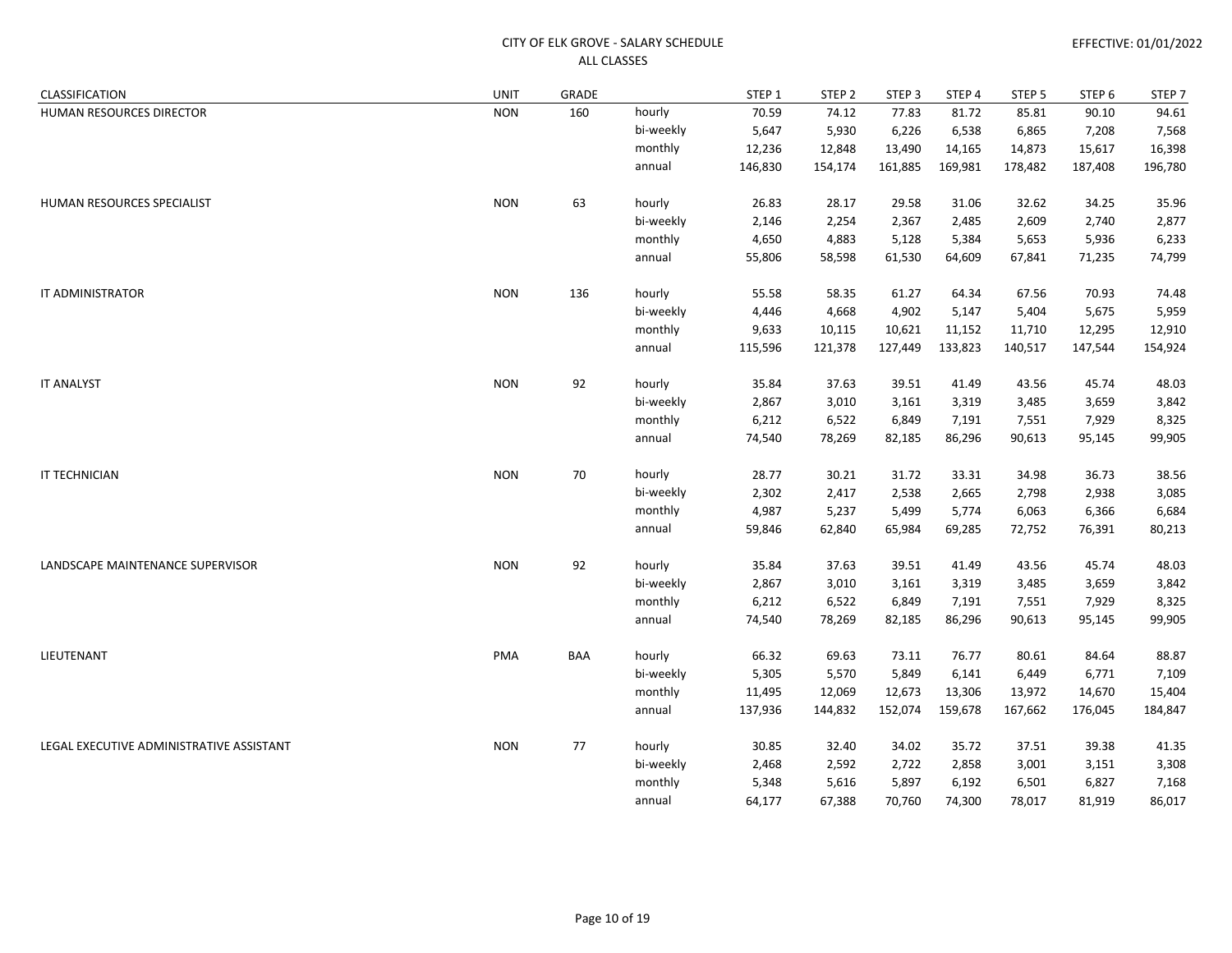CITY OF ELK GROVE - SALARY SCHEDULE
ALL CLASSES

EFFECTIVE: 01/01/2022

| CLASSIFICATION | UNIT | GRADE | | STEP 1 | STEP 2 | STEP 3 | STEP 4 | STEP 5 | STEP 6 | STEP 7 |
|---|---|---|---|---|---|---|---|---|---|---|
| HUMAN RESOURCES DIRECTOR | NON | 160 | hourly | 70.59 | 74.12 | 77.83 | 81.72 | 85.81 | 90.10 | 94.61 |
| | | | bi-weekly | 5,647 | 5,930 | 6,226 | 6,538 | 6,865 | 7,208 | 7,568 |
| | | | monthly | 12,236 | 12,848 | 13,490 | 14,165 | 14,873 | 15,617 | 16,398 |
| | | | annual | 146,830 | 154,174 | 161,885 | 169,981 | 178,482 | 187,408 | 196,780 |
| HUMAN RESOURCES SPECIALIST | NON | 63 | hourly | 26.83 | 28.17 | 29.58 | 31.06 | 32.62 | 34.25 | 35.96 |
| | | | bi-weekly | 2,146 | 2,254 | 2,367 | 2,485 | 2,609 | 2,740 | 2,877 |
| | | | monthly | 4,650 | 4,883 | 5,128 | 5,384 | 5,653 | 5,936 | 6,233 |
| | | | annual | 55,806 | 58,598 | 61,530 | 64,609 | 67,841 | 71,235 | 74,799 |
| IT ADMINISTRATOR | NON | 136 | hourly | 55.58 | 58.35 | 61.27 | 64.34 | 67.56 | 70.93 | 74.48 |
| | | | bi-weekly | 4,446 | 4,668 | 4,902 | 5,147 | 5,404 | 5,675 | 5,959 |
| | | | monthly | 9,633 | 10,115 | 10,621 | 11,152 | 11,710 | 12,295 | 12,910 |
| | | | annual | 115,596 | 121,378 | 127,449 | 133,823 | 140,517 | 147,544 | 154,924 |
| IT ANALYST | NON | 92 | hourly | 35.84 | 37.63 | 39.51 | 41.49 | 43.56 | 45.74 | 48.03 |
| | | | bi-weekly | 2,867 | 3,010 | 3,161 | 3,319 | 3,485 | 3,659 | 3,842 |
| | | | monthly | 6,212 | 6,522 | 6,849 | 7,191 | 7,551 | 7,929 | 8,325 |
| | | | annual | 74,540 | 78,269 | 82,185 | 86,296 | 90,613 | 95,145 | 99,905 |
| IT TECHNICIAN | NON | 70 | hourly | 28.77 | 30.21 | 31.72 | 33.31 | 34.98 | 36.73 | 38.56 |
| | | | bi-weekly | 2,302 | 2,417 | 2,538 | 2,665 | 2,798 | 2,938 | 3,085 |
| | | | monthly | 4,987 | 5,237 | 5,499 | 5,774 | 6,063 | 6,366 | 6,684 |
| | | | annual | 59,846 | 62,840 | 65,984 | 69,285 | 72,752 | 76,391 | 80,213 |
| LANDSCAPE MAINTENANCE SUPERVISOR | NON | 92 | hourly | 35.84 | 37.63 | 39.51 | 41.49 | 43.56 | 45.74 | 48.03 |
| | | | bi-weekly | 2,867 | 3,010 | 3,161 | 3,319 | 3,485 | 3,659 | 3,842 |
| | | | monthly | 6,212 | 6,522 | 6,849 | 7,191 | 7,551 | 7,929 | 8,325 |
| | | | annual | 74,540 | 78,269 | 82,185 | 86,296 | 90,613 | 95,145 | 99,905 |
| LIEUTENANT | PMA | BAA | hourly | 66.32 | 69.63 | 73.11 | 76.77 | 80.61 | 84.64 | 88.87 |
| | | | bi-weekly | 5,305 | 5,570 | 5,849 | 6,141 | 6,449 | 6,771 | 7,109 |
| | | | monthly | 11,495 | 12,069 | 12,673 | 13,306 | 13,972 | 14,670 | 15,404 |
| | | | annual | 137,936 | 144,832 | 152,074 | 159,678 | 167,662 | 176,045 | 184,847 |
| LEGAL EXECUTIVE ADMINISTRATIVE ASSISTANT | NON | 77 | hourly | 30.85 | 32.40 | 34.02 | 35.72 | 37.51 | 39.38 | 41.35 |
| | | | bi-weekly | 2,468 | 2,592 | 2,722 | 2,858 | 3,001 | 3,151 | 3,308 |
| | | | monthly | 5,348 | 5,616 | 5,897 | 6,192 | 6,501 | 6,827 | 7,168 |
| | | | annual | 64,177 | 67,388 | 70,760 | 74,300 | 78,017 | 81,919 | 86,017 |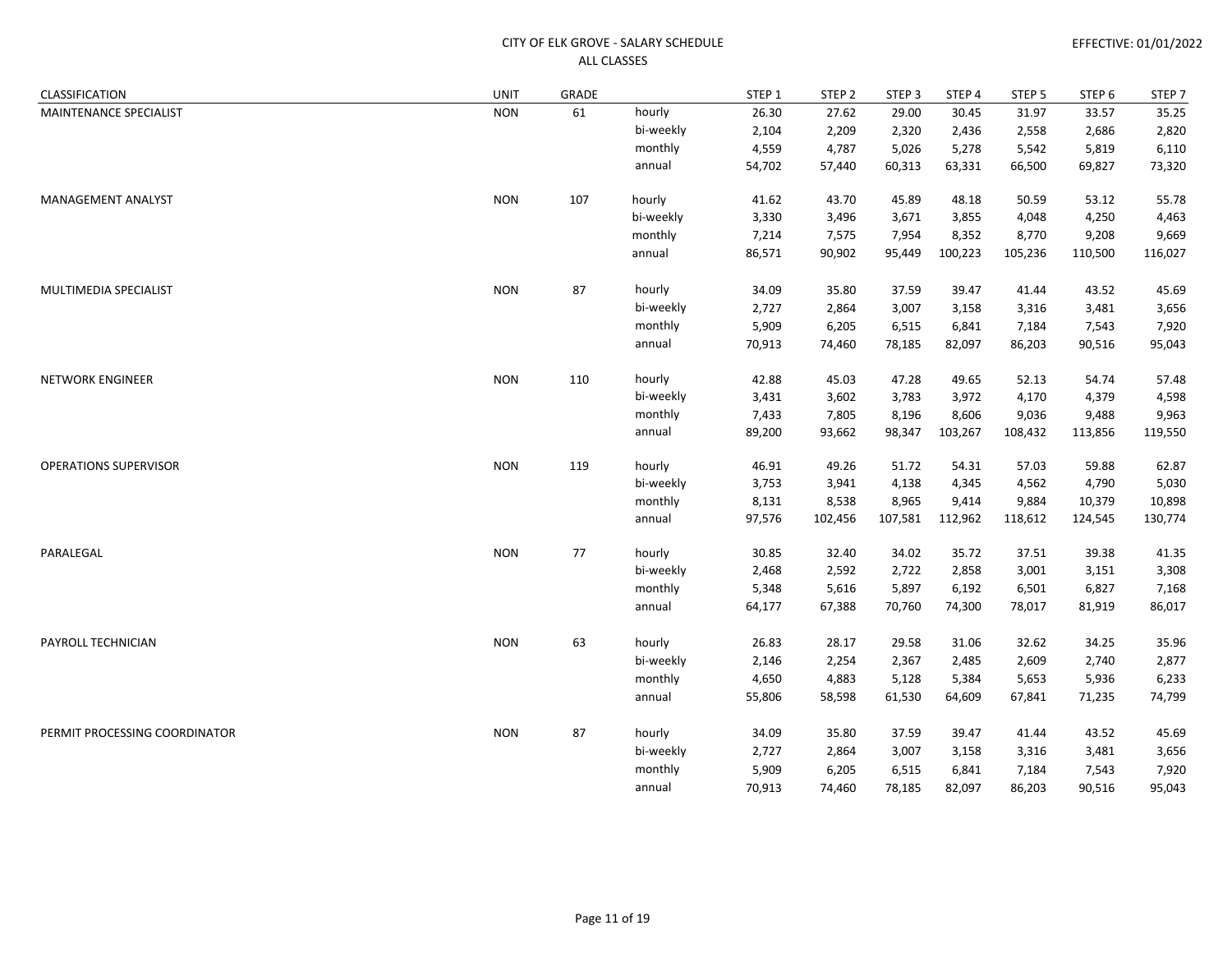CITY OF ELK GROVE - SALARY SCHEDULE
ALL CLASSES

EFFECTIVE: 01/01/2022

| CLASSIFICATION | UNIT | GRADE | | STEP 1 | STEP 2 | STEP 3 | STEP 4 | STEP 5 | STEP 6 | STEP 7 |
|---|---|---|---|---|---|---|---|---|---|---|
| MAINTENANCE SPECIALIST | NON | 61 | hourly | 26.30 | 27.62 | 29.00 | 30.45 | 31.97 | 33.57 | 35.25 |
| | | | bi-weekly | 2,104 | 2,209 | 2,320 | 2,436 | 2,558 | 2,686 | 2,820 |
| | | | monthly | 4,559 | 4,787 | 5,026 | 5,278 | 5,542 | 5,819 | 6,110 |
| | | | annual | 54,702 | 57,440 | 60,313 | 63,331 | 66,500 | 69,827 | 73,320 |
| MANAGEMENT ANALYST | NON | 107 | hourly | 41.62 | 43.70 | 45.89 | 48.18 | 50.59 | 53.12 | 55.78 |
| | | | bi-weekly | 3,330 | 3,496 | 3,671 | 3,855 | 4,048 | 4,250 | 4,463 |
| | | | monthly | 7,214 | 7,575 | 7,954 | 8,352 | 8,770 | 9,208 | 9,669 |
| | | | annual | 86,571 | 90,902 | 95,449 | 100,223 | 105,236 | 110,500 | 116,027 |
| MULTIMEDIA SPECIALIST | NON | 87 | hourly | 34.09 | 35.80 | 37.59 | 39.47 | 41.44 | 43.52 | 45.69 |
| | | | bi-weekly | 2,727 | 2,864 | 3,007 | 3,158 | 3,316 | 3,481 | 3,656 |
| | | | monthly | 5,909 | 6,205 | 6,515 | 6,841 | 7,184 | 7,543 | 7,920 |
| | | | annual | 70,913 | 74,460 | 78,185 | 82,097 | 86,203 | 90,516 | 95,043 |
| NETWORK ENGINEER | NON | 110 | hourly | 42.88 | 45.03 | 47.28 | 49.65 | 52.13 | 54.74 | 57.48 |
| | | | bi-weekly | 3,431 | 3,602 | 3,783 | 3,972 | 4,170 | 4,379 | 4,598 |
| | | | monthly | 7,433 | 7,805 | 8,196 | 8,606 | 9,036 | 9,488 | 9,963 |
| | | | annual | 89,200 | 93,662 | 98,347 | 103,267 | 108,432 | 113,856 | 119,550 |
| OPERATIONS SUPERVISOR | NON | 119 | hourly | 46.91 | 49.26 | 51.72 | 54.31 | 57.03 | 59.88 | 62.87 |
| | | | bi-weekly | 3,753 | 3,941 | 4,138 | 4,345 | 4,562 | 4,790 | 5,030 |
| | | | monthly | 8,131 | 8,538 | 8,965 | 9,414 | 9,884 | 10,379 | 10,898 |
| | | | annual | 97,576 | 102,456 | 107,581 | 112,962 | 118,612 | 124,545 | 130,774 |
| PARALEGAL | NON | 77 | hourly | 30.85 | 32.40 | 34.02 | 35.72 | 37.51 | 39.38 | 41.35 |
| | | | bi-weekly | 2,468 | 2,592 | 2,722 | 2,858 | 3,001 | 3,151 | 3,308 |
| | | | monthly | 5,348 | 5,616 | 5,897 | 6,192 | 6,501 | 6,827 | 7,168 |
| | | | annual | 64,177 | 67,388 | 70,760 | 74,300 | 78,017 | 81,919 | 86,017 |
| PAYROLL TECHNICIAN | NON | 63 | hourly | 26.83 | 28.17 | 29.58 | 31.06 | 32.62 | 34.25 | 35.96 |
| | | | bi-weekly | 2,146 | 2,254 | 2,367 | 2,485 | 2,609 | 2,740 | 2,877 |
| | | | monthly | 4,650 | 4,883 | 5,128 | 5,384 | 5,653 | 5,936 | 6,233 |
| | | | annual | 55,806 | 58,598 | 61,530 | 64,609 | 67,841 | 71,235 | 74,799 |
| PERMIT PROCESSING COORDINATOR | NON | 87 | hourly | 34.09 | 35.80 | 37.59 | 39.47 | 41.44 | 43.52 | 45.69 |
| | | | bi-weekly | 2,727 | 2,864 | 3,007 | 3,158 | 3,316 | 3,481 | 3,656 |
| | | | monthly | 5,909 | 6,205 | 6,515 | 6,841 | 7,184 | 7,543 | 7,920 |
| | | | annual | 70,913 | 74,460 | 78,185 | 82,097 | 86,203 | 90,516 | 95,043 |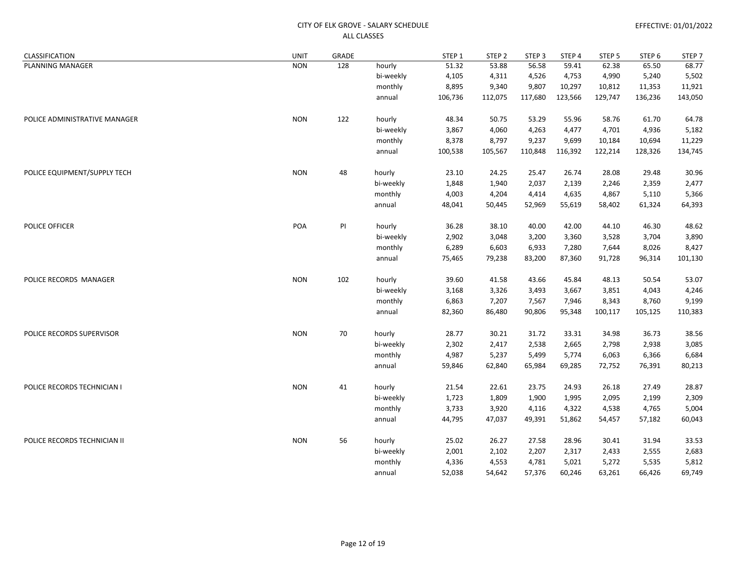CITY OF ELK GROVE - SALARY SCHEDULE
ALL CLASSES

EFFECTIVE: 01/01/2022

| CLASSIFICATION | UNIT | GRADE | | STEP 1 | STEP 2 | STEP 3 | STEP 4 | STEP 5 | STEP 6 | STEP 7 |
|---|---|---|---|---|---|---|---|---|---|---|
| PLANNING MANAGER | NON | 128 | hourly | 51.32 | 53.88 | 56.58 | 59.41 | 62.38 | 65.50 | 68.77 |
| | | | bi-weekly | 4,105 | 4,311 | 4,526 | 4,753 | 4,990 | 5,240 | 5,502 |
| | | | monthly | 8,895 | 9,340 | 9,807 | 10,297 | 10,812 | 11,353 | 11,921 |
| | | | annual | 106,736 | 112,075 | 117,680 | 123,566 | 129,747 | 136,236 | 143,050 |
| POLICE ADMINISTRATIVE MANAGER | NON | 122 | hourly | 48.34 | 50.75 | 53.29 | 55.96 | 58.76 | 61.70 | 64.78 |
| | | | bi-weekly | 3,867 | 4,060 | 4,263 | 4,477 | 4,701 | 4,936 | 5,182 |
| | | | monthly | 8,378 | 8,797 | 9,237 | 9,699 | 10,184 | 10,694 | 11,229 |
| | | | annual | 100,538 | 105,567 | 110,848 | 116,392 | 122,214 | 128,326 | 134,745 |
| POLICE EQUIPMENT/SUPPLY TECH | NON | 48 | hourly | 23.10 | 24.25 | 25.47 | 26.74 | 28.08 | 29.48 | 30.96 |
| | | | bi-weekly | 1,848 | 1,940 | 2,037 | 2,139 | 2,246 | 2,359 | 2,477 |
| | | | monthly | 4,003 | 4,204 | 4,414 | 4,635 | 4,867 | 5,110 | 5,366 |
| | | | annual | 48,041 | 50,445 | 52,969 | 55,619 | 58,402 | 61,324 | 64,393 |
| POLICE OFFICER | POA | PI | hourly | 36.28 | 38.10 | 40.00 | 42.00 | 44.10 | 46.30 | 48.62 |
| | | | bi-weekly | 2,902 | 3,048 | 3,200 | 3,360 | 3,528 | 3,704 | 3,890 |
| | | | monthly | 6,289 | 6,603 | 6,933 | 7,280 | 7,644 | 8,026 | 8,427 |
| | | | annual | 75,465 | 79,238 | 83,200 | 87,360 | 91,728 | 96,314 | 101,130 |
| POLICE RECORDS MANAGER | NON | 102 | hourly | 39.60 | 41.58 | 43.66 | 45.84 | 48.13 | 50.54 | 53.07 |
| | | | bi-weekly | 3,168 | 3,326 | 3,493 | 3,667 | 3,851 | 4,043 | 4,246 |
| | | | monthly | 6,863 | 7,207 | 7,567 | 7,946 | 8,343 | 8,760 | 9,199 |
| | | | annual | 82,360 | 86,480 | 90,806 | 95,348 | 100,117 | 105,125 | 110,383 |
| POLICE RECORDS SUPERVISOR | NON | 70 | hourly | 28.77 | 30.21 | 31.72 | 33.31 | 34.98 | 36.73 | 38.56 |
| | | | bi-weekly | 2,302 | 2,417 | 2,538 | 2,665 | 2,798 | 2,938 | 3,085 |
| | | | monthly | 4,987 | 5,237 | 5,499 | 5,774 | 6,063 | 6,366 | 6,684 |
| | | | annual | 59,846 | 62,840 | 65,984 | 69,285 | 72,752 | 76,391 | 80,213 |
| POLICE RECORDS TECHNICIAN I | NON | 41 | hourly | 21.54 | 22.61 | 23.75 | 24.93 | 26.18 | 27.49 | 28.87 |
| | | | bi-weekly | 1,723 | 1,809 | 1,900 | 1,995 | 2,095 | 2,199 | 2,309 |
| | | | monthly | 3,733 | 3,920 | 4,116 | 4,322 | 4,538 | 4,765 | 5,004 |
| | | | annual | 44,795 | 47,037 | 49,391 | 51,862 | 54,457 | 57,182 | 60,043 |
| POLICE RECORDS TECHNICIAN II | NON | 56 | hourly | 25.02 | 26.27 | 27.58 | 28.96 | 30.41 | 31.94 | 33.53 |
| | | | bi-weekly | 2,001 | 2,102 | 2,207 | 2,317 | 2,433 | 2,555 | 2,683 |
| | | | monthly | 4,336 | 4,553 | 4,781 | 5,021 | 5,272 | 5,535 | 5,812 |
| | | | annual | 52,038 | 54,642 | 57,376 | 60,246 | 63,261 | 66,426 | 69,749 |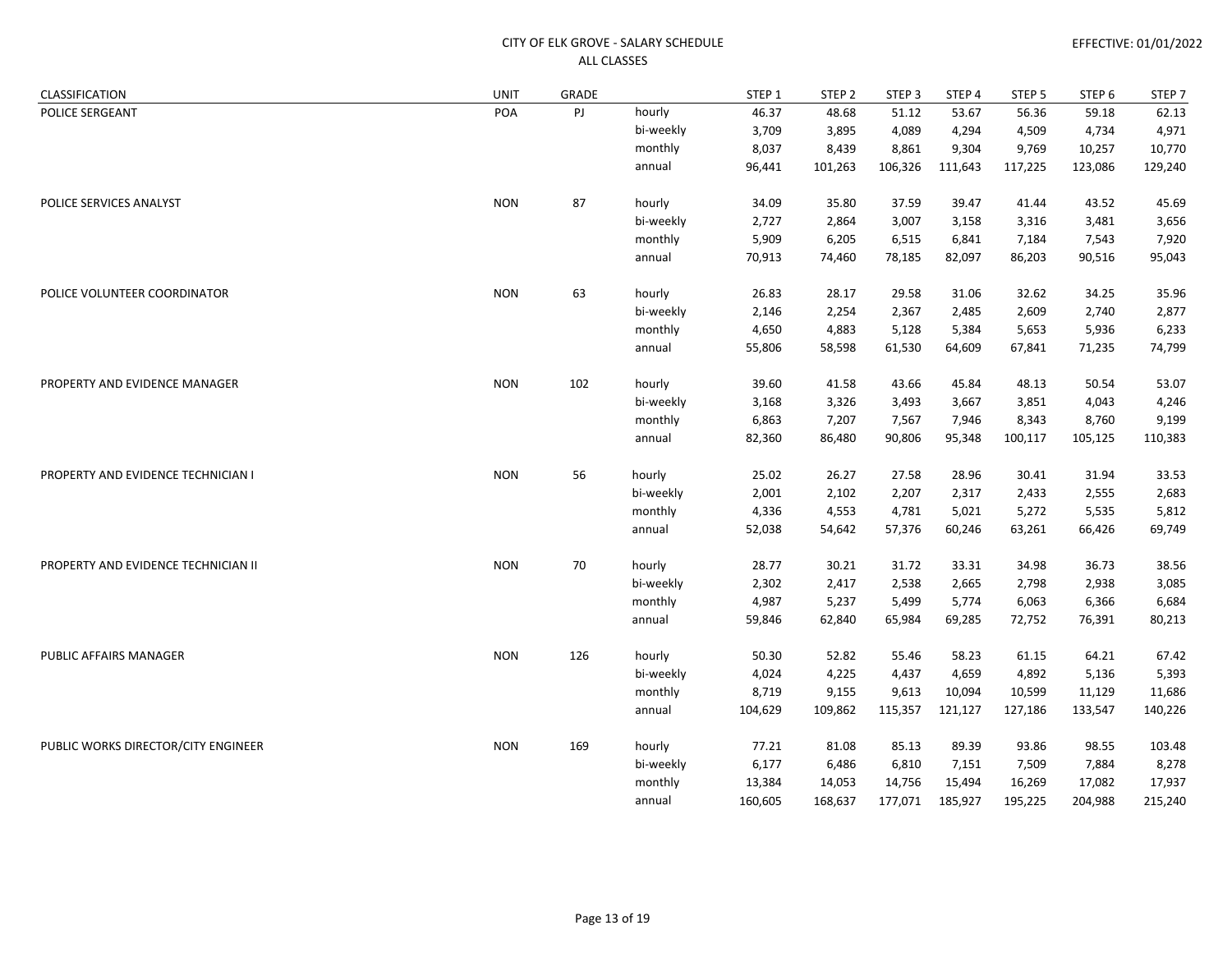CITY OF ELK GROVE - SALARY SCHEDULE
ALL CLASSES

EFFECTIVE: 01/01/2022

| CLASSIFICATION | UNIT | GRADE | | STEP 1 | STEP 2 | STEP 3 | STEP 4 | STEP 5 | STEP 6 | STEP 7 |
|---|---|---|---|---|---|---|---|---|---|---|
| POLICE SERGEANT | POA | PJ | hourly | 46.37 | 48.68 | 51.12 | 53.67 | 56.36 | 59.18 | 62.13 |
| | | | bi-weekly | 3,709 | 3,895 | 4,089 | 4,294 | 4,509 | 4,734 | 4,971 |
| | | | monthly | 8,037 | 8,439 | 8,861 | 9,304 | 9,769 | 10,257 | 10,770 |
| | | | annual | 96,441 | 101,263 | 106,326 | 111,643 | 117,225 | 123,086 | 129,240 |
| POLICE SERVICES ANALYST | NON | 87 | hourly | 34.09 | 35.80 | 37.59 | 39.47 | 41.44 | 43.52 | 45.69 |
| | | | bi-weekly | 2,727 | 2,864 | 3,007 | 3,158 | 3,316 | 3,481 | 3,656 |
| | | | monthly | 5,909 | 6,205 | 6,515 | 6,841 | 7,184 | 7,543 | 7,920 |
| | | | annual | 70,913 | 74,460 | 78,185 | 82,097 | 86,203 | 90,516 | 95,043 |
| POLICE VOLUNTEER COORDINATOR | NON | 63 | hourly | 26.83 | 28.17 | 29.58 | 31.06 | 32.62 | 34.25 | 35.96 |
| | | | bi-weekly | 2,146 | 2,254 | 2,367 | 2,485 | 2,609 | 2,740 | 2,877 |
| | | | monthly | 4,650 | 4,883 | 5,128 | 5,384 | 5,653 | 5,936 | 6,233 |
| | | | annual | 55,806 | 58,598 | 61,530 | 64,609 | 67,841 | 71,235 | 74,799 |
| PROPERTY AND EVIDENCE MANAGER | NON | 102 | hourly | 39.60 | 41.58 | 43.66 | 45.84 | 48.13 | 50.54 | 53.07 |
| | | | bi-weekly | 3,168 | 3,326 | 3,493 | 3,667 | 3,851 | 4,043 | 4,246 |
| | | | monthly | 6,863 | 7,207 | 7,567 | 7,946 | 8,343 | 8,760 | 9,199 |
| | | | annual | 82,360 | 86,480 | 90,806 | 95,348 | 100,117 | 105,125 | 110,383 |
| PROPERTY AND EVIDENCE TECHNICIAN I | NON | 56 | hourly | 25.02 | 26.27 | 27.58 | 28.96 | 30.41 | 31.94 | 33.53 |
| | | | bi-weekly | 2,001 | 2,102 | 2,207 | 2,317 | 2,433 | 2,555 | 2,683 |
| | | | monthly | 4,336 | 4,553 | 4,781 | 5,021 | 5,272 | 5,535 | 5,812 |
| | | | annual | 52,038 | 54,642 | 57,376 | 60,246 | 63,261 | 66,426 | 69,749 |
| PROPERTY AND EVIDENCE TECHNICIAN II | NON | 70 | hourly | 28.77 | 30.21 | 31.72 | 33.31 | 34.98 | 36.73 | 38.56 |
| | | | bi-weekly | 2,302 | 2,417 | 2,538 | 2,665 | 2,798 | 2,938 | 3,085 |
| | | | monthly | 4,987 | 5,237 | 5,499 | 5,774 | 6,063 | 6,366 | 6,684 |
| | | | annual | 59,846 | 62,840 | 65,984 | 69,285 | 72,752 | 76,391 | 80,213 |
| PUBLIC AFFAIRS MANAGER | NON | 126 | hourly | 50.30 | 52.82 | 55.46 | 58.23 | 61.15 | 64.21 | 67.42 |
| | | | bi-weekly | 4,024 | 4,225 | 4,437 | 4,659 | 4,892 | 5,136 | 5,393 |
| | | | monthly | 8,719 | 9,155 | 9,613 | 10,094 | 10,599 | 11,129 | 11,686 |
| | | | annual | 104,629 | 109,862 | 115,357 | 121,127 | 127,186 | 133,547 | 140,226 |
| PUBLIC WORKS DIRECTOR/CITY ENGINEER | NON | 169 | hourly | 77.21 | 81.08 | 85.13 | 89.39 | 93.86 | 98.55 | 103.48 |
| | | | bi-weekly | 6,177 | 6,486 | 6,810 | 7,151 | 7,509 | 7,884 | 8,278 |
| | | | monthly | 13,384 | 14,053 | 14,756 | 15,494 | 16,269 | 17,082 | 17,937 |
| | | | annual | 160,605 | 168,637 | 177,071 | 185,927 | 195,225 | 204,988 | 215,240 |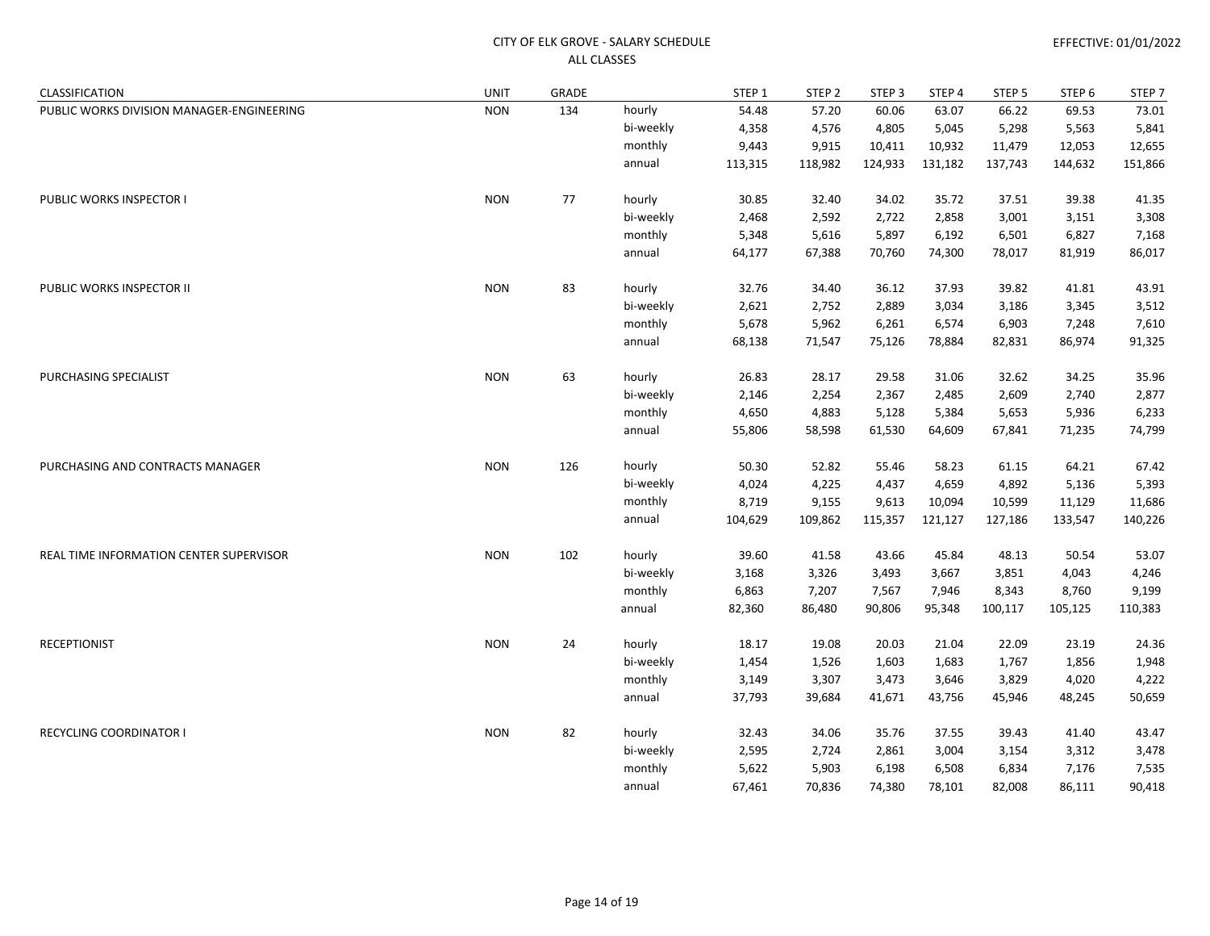CITY OF ELK GROVE - SALARY SCHEDULE
ALL CLASSES

EFFECTIVE: 01/01/2022

| CLASSIFICATION | UNIT | GRADE | | STEP 1 | STEP 2 | STEP 3 | STEP 4 | STEP 5 | STEP 6 | STEP 7 |
|---|---|---|---|---|---|---|---|---|---|---|
| PUBLIC WORKS DIVISION MANAGER-ENGINEERING | NON | 134 | hourly | 54.48 | 57.20 | 60.06 | 63.07 | 66.22 | 69.53 | 73.01 |
| | | | bi-weekly | 4,358 | 4,576 | 4,805 | 5,045 | 5,298 | 5,563 | 5,841 |
| | | | monthly | 9,443 | 9,915 | 10,411 | 10,932 | 11,479 | 12,053 | 12,655 |
| | | | annual | 113,315 | 118,982 | 124,933 | 131,182 | 137,743 | 144,632 | 151,866 |
| PUBLIC WORKS INSPECTOR I | NON | 77 | hourly | 30.85 | 32.40 | 34.02 | 35.72 | 37.51 | 39.38 | 41.35 |
| | | | bi-weekly | 2,468 | 2,592 | 2,722 | 2,858 | 3,001 | 3,151 | 3,308 |
| | | | monthly | 5,348 | 5,616 | 5,897 | 6,192 | 6,501 | 6,827 | 7,168 |
| | | | annual | 64,177 | 67,388 | 70,760 | 74,300 | 78,017 | 81,919 | 86,017 |
| PUBLIC WORKS INSPECTOR II | NON | 83 | hourly | 32.76 | 34.40 | 36.12 | 37.93 | 39.82 | 41.81 | 43.91 |
| | | | bi-weekly | 2,621 | 2,752 | 2,889 | 3,034 | 3,186 | 3,345 | 3,512 |
| | | | monthly | 5,678 | 5,962 | 6,261 | 6,574 | 6,903 | 7,248 | 7,610 |
| | | | annual | 68,138 | 71,547 | 75,126 | 78,884 | 82,831 | 86,974 | 91,325 |
| PURCHASING SPECIALIST | NON | 63 | hourly | 26.83 | 28.17 | 29.58 | 31.06 | 32.62 | 34.25 | 35.96 |
| | | | bi-weekly | 2,146 | 2,254 | 2,367 | 2,485 | 2,609 | 2,740 | 2,877 |
| | | | monthly | 4,650 | 4,883 | 5,128 | 5,384 | 5,653 | 5,936 | 6,233 |
| | | | annual | 55,806 | 58,598 | 61,530 | 64,609 | 67,841 | 71,235 | 74,799 |
| PURCHASING AND CONTRACTS MANAGER | NON | 126 | hourly | 50.30 | 52.82 | 55.46 | 58.23 | 61.15 | 64.21 | 67.42 |
| | | | bi-weekly | 4,024 | 4,225 | 4,437 | 4,659 | 4,892 | 5,136 | 5,393 |
| | | | monthly | 8,719 | 9,155 | 9,613 | 10,094 | 10,599 | 11,129 | 11,686 |
| | | | annual | 104,629 | 109,862 | 115,357 | 121,127 | 127,186 | 133,547 | 140,226 |
| REAL TIME INFORMATION CENTER SUPERVISOR | NON | 102 | hourly | 39.60 | 41.58 | 43.66 | 45.84 | 48.13 | 50.54 | 53.07 |
| | | | bi-weekly | 3,168 | 3,326 | 3,493 | 3,667 | 3,851 | 4,043 | 4,246 |
| | | | monthly | 6,863 | 7,207 | 7,567 | 7,946 | 8,343 | 8,760 | 9,199 |
| | | | annual | 82,360 | 86,480 | 90,806 | 95,348 | 100,117 | 105,125 | 110,383 |
| RECEPTIONIST | NON | 24 | hourly | 18.17 | 19.08 | 20.03 | 21.04 | 22.09 | 23.19 | 24.36 |
| | | | bi-weekly | 1,454 | 1,526 | 1,603 | 1,683 | 1,767 | 1,856 | 1,948 |
| | | | monthly | 3,149 | 3,307 | 3,473 | 3,646 | 3,829 | 4,020 | 4,222 |
| | | | annual | 37,793 | 39,684 | 41,671 | 43,756 | 45,946 | 48,245 | 50,659 |
| RECYCLING COORDINATOR I | NON | 82 | hourly | 32.43 | 34.06 | 35.76 | 37.55 | 39.43 | 41.40 | 43.47 |
| | | | bi-weekly | 2,595 | 2,724 | 2,861 | 3,004 | 3,154 | 3,312 | 3,478 |
| | | | monthly | 5,622 | 5,903 | 6,198 | 6,508 | 6,834 | 7,176 | 7,535 |
| | | | annual | 67,461 | 70,836 | 74,380 | 78,101 | 82,008 | 86,111 | 90,418 |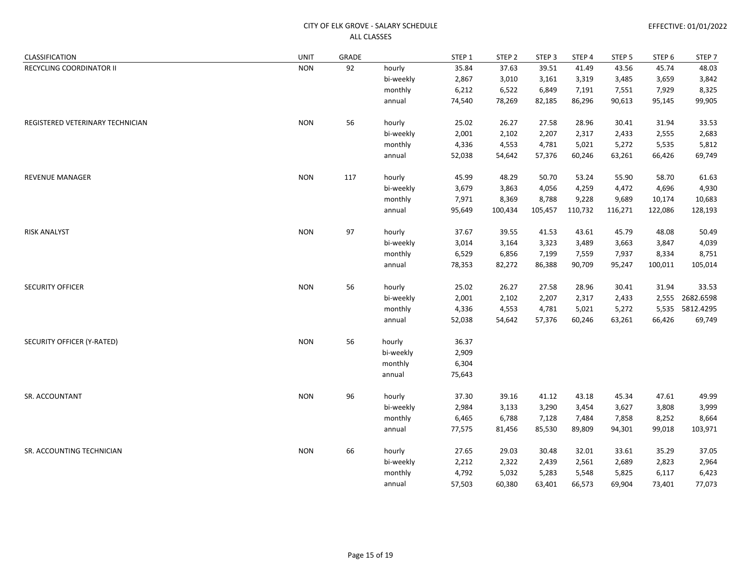CITY OF ELK GROVE - SALARY SCHEDULE
ALL CLASSES

EFFECTIVE: 01/01/2022

| CLASSIFICATION | UNIT | GRADE | | STEP 1 | STEP 2 | STEP 3 | STEP 4 | STEP 5 | STEP 6 | STEP 7 |
|---|---|---|---|---|---|---|---|---|---|---|
| RECYCLING COORDINATOR II | NON | 92 | hourly | 35.84 | 37.63 | 39.51 | 41.49 | 43.56 | 45.74 | 48.03 |
| | | | bi-weekly | 2,867 | 3,010 | 3,161 | 3,319 | 3,485 | 3,659 | 3,842 |
| | | | monthly | 6,212 | 6,522 | 6,849 | 7,191 | 7,551 | 7,929 | 8,325 |
| | | | annual | 74,540 | 78,269 | 82,185 | 86,296 | 90,613 | 95,145 | 99,905 |
| REGISTERED VETERINARY TECHNICIAN | NON | 56 | hourly | 25.02 | 26.27 | 27.58 | 28.96 | 30.41 | 31.94 | 33.53 |
| | | | bi-weekly | 2,001 | 2,102 | 2,207 | 2,317 | 2,433 | 2,555 | 2,683 |
| | | | monthly | 4,336 | 4,553 | 4,781 | 5,021 | 5,272 | 5,535 | 5,812 |
| | | | annual | 52,038 | 54,642 | 57,376 | 60,246 | 63,261 | 66,426 | 69,749 |
| REVENUE MANAGER | NON | 117 | hourly | 45.99 | 48.29 | 50.70 | 53.24 | 55.90 | 58.70 | 61.63 |
| | | | bi-weekly | 3,679 | 3,863 | 4,056 | 4,259 | 4,472 | 4,696 | 4,930 |
| | | | monthly | 7,971 | 8,369 | 8,788 | 9,228 | 9,689 | 10,174 | 10,683 |
| | | | annual | 95,649 | 100,434 | 105,457 | 110,732 | 116,271 | 122,086 | 128,193 |
| RISK ANALYST | NON | 97 | hourly | 37.67 | 39.55 | 41.53 | 43.61 | 45.79 | 48.08 | 50.49 |
| | | | bi-weekly | 3,014 | 3,164 | 3,323 | 3,489 | 3,663 | 3,847 | 4,039 |
| | | | monthly | 6,529 | 6,856 | 7,199 | 7,559 | 7,937 | 8,334 | 8,751 |
| | | | annual | 78,353 | 82,272 | 86,388 | 90,709 | 95,247 | 100,011 | 105,014 |
| SECURITY OFFICER | NON | 56 | hourly | 25.02 | 26.27 | 27.58 | 28.96 | 30.41 | 31.94 | 33.53 |
| | | | bi-weekly | 2,001 | 2,102 | 2,207 | 2,317 | 2,433 | 2,555 | 2682.6598 |
| | | | monthly | 4,336 | 4,553 | 4,781 | 5,021 | 5,272 | 5,535 | 5812.4295 |
| | | | annual | 52,038 | 54,642 | 57,376 | 60,246 | 63,261 | 66,426 | 69,749 |
| SECURITY OFFICER (Y-RATED) | NON | 56 | hourly | 36.37 | | | | | | |
| | | | bi-weekly | 2,909 | | | | | | |
| | | | monthly | 6,304 | | | | | | |
| | | | annual | 75,643 | | | | | | |
| SR. ACCOUNTANT | NON | 96 | hourly | 37.30 | 39.16 | 41.12 | 43.18 | 45.34 | 47.61 | 49.99 |
| | | | bi-weekly | 2,984 | 3,133 | 3,290 | 3,454 | 3,627 | 3,808 | 3,999 |
| | | | monthly | 6,465 | 6,788 | 7,128 | 7,484 | 7,858 | 8,252 | 8,664 |
| | | | annual | 77,575 | 81,456 | 85,530 | 89,809 | 94,301 | 99,018 | 103,971 |
| SR. ACCOUNTING TECHNICIAN | NON | 66 | hourly | 27.65 | 29.03 | 30.48 | 32.01 | 33.61 | 35.29 | 37.05 |
| | | | bi-weekly | 2,212 | 2,322 | 2,439 | 2,561 | 2,689 | 2,823 | 2,964 |
| | | | monthly | 4,792 | 5,032 | 5,283 | 5,548 | 5,825 | 6,117 | 6,423 |
| | | | annual | 57,503 | 60,380 | 63,401 | 66,573 | 69,904 | 73,401 | 77,073 |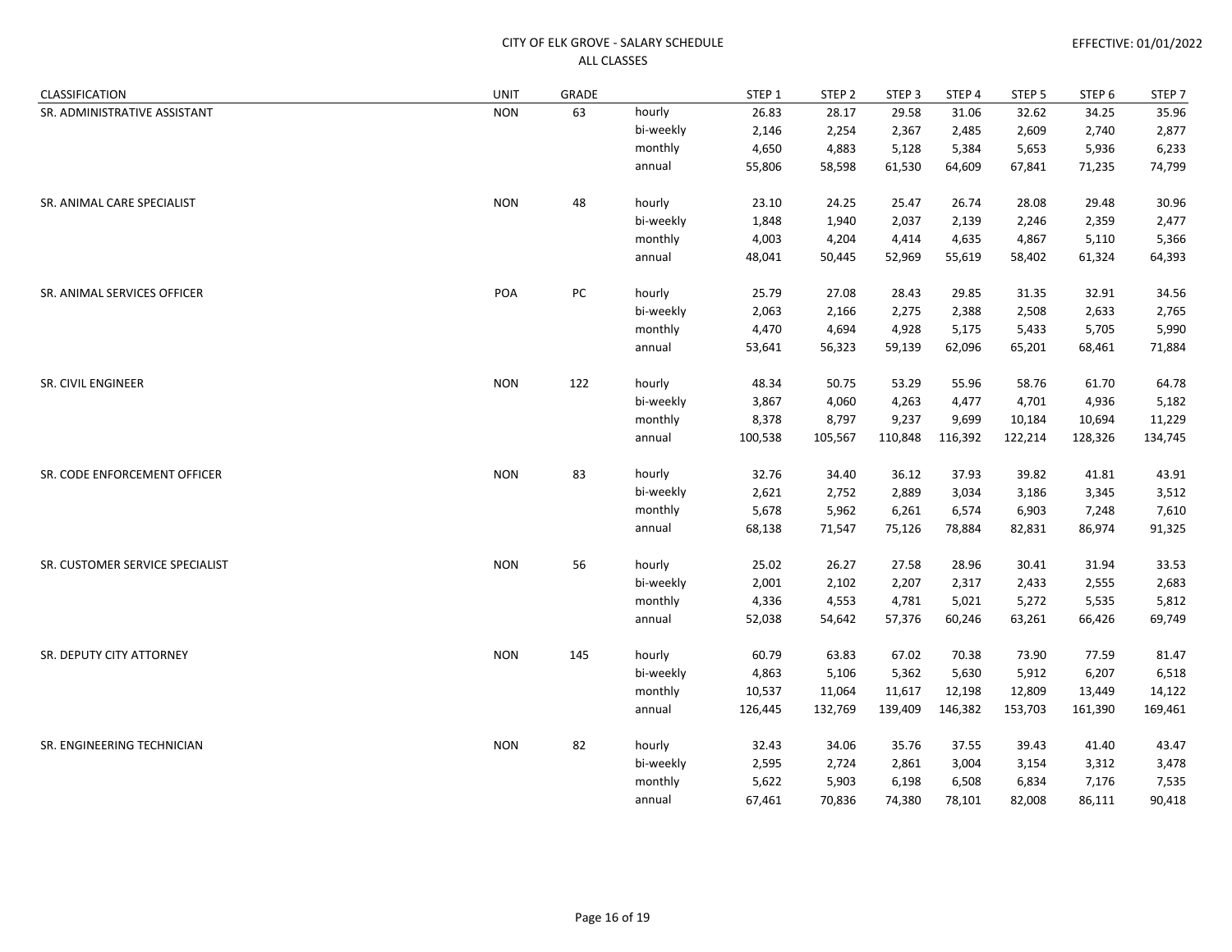CITY OF ELK GROVE - SALARY SCHEDULE
ALL CLASSES

EFFECTIVE: 01/01/2022

| CLASSIFICATION | UNIT | GRADE | | STEP 1 | STEP 2 | STEP 3 | STEP 4 | STEP 5 | STEP 6 | STEP 7 |
|---|---|---|---|---|---|---|---|---|---|---|
| SR. ADMINISTRATIVE ASSISTANT | NON | 63 | hourly | 26.83 | 28.17 | 29.58 | 31.06 | 32.62 | 34.25 | 35.96 |
| | | | bi-weekly | 2,146 | 2,254 | 2,367 | 2,485 | 2,609 | 2,740 | 2,877 |
| | | | monthly | 4,650 | 4,883 | 5,128 | 5,384 | 5,653 | 5,936 | 6,233 |
| | | | annual | 55,806 | 58,598 | 61,530 | 64,609 | 67,841 | 71,235 | 74,799 |
| SR. ANIMAL CARE SPECIALIST | NON | 48 | hourly | 23.10 | 24.25 | 25.47 | 26.74 | 28.08 | 29.48 | 30.96 |
| | | | bi-weekly | 1,848 | 1,940 | 2,037 | 2,139 | 2,246 | 2,359 | 2,477 |
| | | | monthly | 4,003 | 4,204 | 4,414 | 4,635 | 4,867 | 5,110 | 5,366 |
| | | | annual | 48,041 | 50,445 | 52,969 | 55,619 | 58,402 | 61,324 | 64,393 |
| SR. ANIMAL SERVICES OFFICER | POA | PC | hourly | 25.79 | 27.08 | 28.43 | 29.85 | 31.35 | 32.91 | 34.56 |
| | | | bi-weekly | 2,063 | 2,166 | 2,275 | 2,388 | 2,508 | 2,633 | 2,765 |
| | | | monthly | 4,470 | 4,694 | 4,928 | 5,175 | 5,433 | 5,705 | 5,990 |
| | | | annual | 53,641 | 56,323 | 59,139 | 62,096 | 65,201 | 68,461 | 71,884 |
| SR. CIVIL ENGINEER | NON | 122 | hourly | 48.34 | 50.75 | 53.29 | 55.96 | 58.76 | 61.70 | 64.78 |
| | | | bi-weekly | 3,867 | 4,060 | 4,263 | 4,477 | 4,701 | 4,936 | 5,182 |
| | | | monthly | 8,378 | 8,797 | 9,237 | 9,699 | 10,184 | 10,694 | 11,229 |
| | | | annual | 100,538 | 105,567 | 110,848 | 116,392 | 122,214 | 128,326 | 134,745 |
| SR. CODE ENFORCEMENT OFFICER | NON | 83 | hourly | 32.76 | 34.40 | 36.12 | 37.93 | 39.82 | 41.81 | 43.91 |
| | | | bi-weekly | 2,621 | 2,752 | 2,889 | 3,034 | 3,186 | 3,345 | 3,512 |
| | | | monthly | 5,678 | 5,962 | 6,261 | 6,574 | 6,903 | 7,248 | 7,610 |
| | | | annual | 68,138 | 71,547 | 75,126 | 78,884 | 82,831 | 86,974 | 91,325 |
| SR. CUSTOMER SERVICE SPECIALIST | NON | 56 | hourly | 25.02 | 26.27 | 27.58 | 28.96 | 30.41 | 31.94 | 33.53 |
| | | | bi-weekly | 2,001 | 2,102 | 2,207 | 2,317 | 2,433 | 2,555 | 2,683 |
| | | | monthly | 4,336 | 4,553 | 4,781 | 5,021 | 5,272 | 5,535 | 5,812 |
| | | | annual | 52,038 | 54,642 | 57,376 | 60,246 | 63,261 | 66,426 | 69,749 |
| SR. DEPUTY CITY ATTORNEY | NON | 145 | hourly | 60.79 | 63.83 | 67.02 | 70.38 | 73.90 | 77.59 | 81.47 |
| | | | bi-weekly | 4,863 | 5,106 | 5,362 | 5,630 | 5,912 | 6,207 | 6,518 |
| | | | monthly | 10,537 | 11,064 | 11,617 | 12,198 | 12,809 | 13,449 | 14,122 |
| | | | annual | 126,445 | 132,769 | 139,409 | 146,382 | 153,703 | 161,390 | 169,461 |
| SR. ENGINEERING TECHNICIAN | NON | 82 | hourly | 32.43 | 34.06 | 35.76 | 37.55 | 39.43 | 41.40 | 43.47 |
| | | | bi-weekly | 2,595 | 2,724 | 2,861 | 3,004 | 3,154 | 3,312 | 3,478 |
| | | | monthly | 5,622 | 5,903 | 6,198 | 6,508 | 6,834 | 7,176 | 7,535 |
| | | | annual | 67,461 | 70,836 | 74,380 | 78,101 | 82,008 | 86,111 | 90,418 |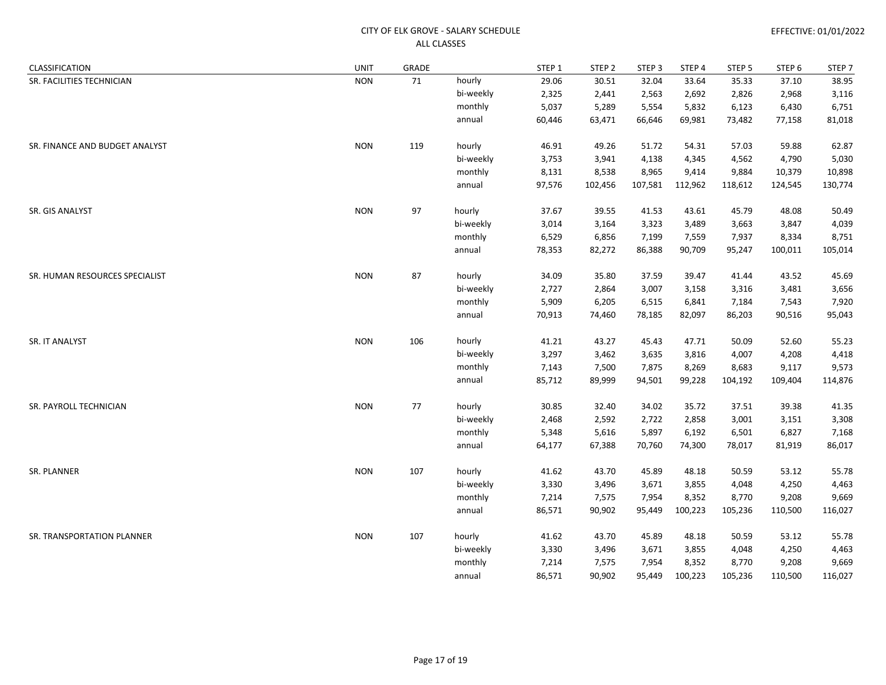CITY OF ELK GROVE - SALARY SCHEDULE
ALL CLASSES

EFFECTIVE: 01/01/2022

| CLASSIFICATION | UNIT | GRADE | | STEP 1 | STEP 2 | STEP 3 | STEP 4 | STEP 5 | STEP 6 | STEP 7 |
|---|---|---|---|---|---|---|---|---|---|---|
| SR. FACILITIES TECHNICIAN | NON | 71 | hourly | 29.06 | 30.51 | 32.04 | 33.64 | 35.33 | 37.10 | 38.95 |
| | | | bi-weekly | 2,325 | 2,441 | 2,563 | 2,692 | 2,826 | 2,968 | 3,116 |
| | | | monthly | 5,037 | 5,289 | 5,554 | 5,832 | 6,123 | 6,430 | 6,751 |
| | | | annual | 60,446 | 63,471 | 66,646 | 69,981 | 73,482 | 77,158 | 81,018 |
| SR. FINANCE AND BUDGET ANALYST | NON | 119 | hourly | 46.91 | 49.26 | 51.72 | 54.31 | 57.03 | 59.88 | 62.87 |
| | | | bi-weekly | 3,753 | 3,941 | 4,138 | 4,345 | 4,562 | 4,790 | 5,030 |
| | | | monthly | 8,131 | 8,538 | 8,965 | 9,414 | 9,884 | 10,379 | 10,898 |
| | | | annual | 97,576 | 102,456 | 107,581 | 112,962 | 118,612 | 124,545 | 130,774 |
| SR. GIS ANALYST | NON | 97 | hourly | 37.67 | 39.55 | 41.53 | 43.61 | 45.79 | 48.08 | 50.49 |
| | | | bi-weekly | 3,014 | 3,164 | 3,323 | 3,489 | 3,663 | 3,847 | 4,039 |
| | | | monthly | 6,529 | 6,856 | 7,199 | 7,559 | 7,937 | 8,334 | 8,751 |
| | | | annual | 78,353 | 82,272 | 86,388 | 90,709 | 95,247 | 100,011 | 105,014 |
| SR. HUMAN RESOURCES SPECIALIST | NON | 87 | hourly | 34.09 | 35.80 | 37.59 | 39.47 | 41.44 | 43.52 | 45.69 |
| | | | bi-weekly | 2,727 | 2,864 | 3,007 | 3,158 | 3,316 | 3,481 | 3,656 |
| | | | monthly | 5,909 | 6,205 | 6,515 | 6,841 | 7,184 | 7,543 | 7,920 |
| | | | annual | 70,913 | 74,460 | 78,185 | 82,097 | 86,203 | 90,516 | 95,043 |
| SR. IT ANALYST | NON | 106 | hourly | 41.21 | 43.27 | 45.43 | 47.71 | 50.09 | 52.60 | 55.23 |
| | | | bi-weekly | 3,297 | 3,462 | 3,635 | 3,816 | 4,007 | 4,208 | 4,418 |
| | | | monthly | 7,143 | 7,500 | 7,875 | 8,269 | 8,683 | 9,117 | 9,573 |
| | | | annual | 85,712 | 89,999 | 94,501 | 99,228 | 104,192 | 109,404 | 114,876 |
| SR. PAYROLL TECHNICIAN | NON | 77 | hourly | 30.85 | 32.40 | 34.02 | 35.72 | 37.51 | 39.38 | 41.35 |
| | | | bi-weekly | 2,468 | 2,592 | 2,722 | 2,858 | 3,001 | 3,151 | 3,308 |
| | | | monthly | 5,348 | 5,616 | 5,897 | 6,192 | 6,501 | 6,827 | 7,168 |
| | | | annual | 64,177 | 67,388 | 70,760 | 74,300 | 78,017 | 81,919 | 86,017 |
| SR. PLANNER | NON | 107 | hourly | 41.62 | 43.70 | 45.89 | 48.18 | 50.59 | 53.12 | 55.78 |
| | | | bi-weekly | 3,330 | 3,496 | 3,671 | 3,855 | 4,048 | 4,250 | 4,463 |
| | | | monthly | 7,214 | 7,575 | 7,954 | 8,352 | 8,770 | 9,208 | 9,669 |
| | | | annual | 86,571 | 90,902 | 95,449 | 100,223 | 105,236 | 110,500 | 116,027 |
| SR. TRANSPORTATION PLANNER | NON | 107 | hourly | 41.62 | 43.70 | 45.89 | 48.18 | 50.59 | 53.12 | 55.78 |
| | | | bi-weekly | 3,330 | 3,496 | 3,671 | 3,855 | 4,048 | 4,250 | 4,463 |
| | | | monthly | 7,214 | 7,575 | 7,954 | 8,352 | 8,770 | 9,208 | 9,669 |
| | | | annual | 86,571 | 90,902 | 95,449 | 100,223 | 105,236 | 110,500 | 116,027 |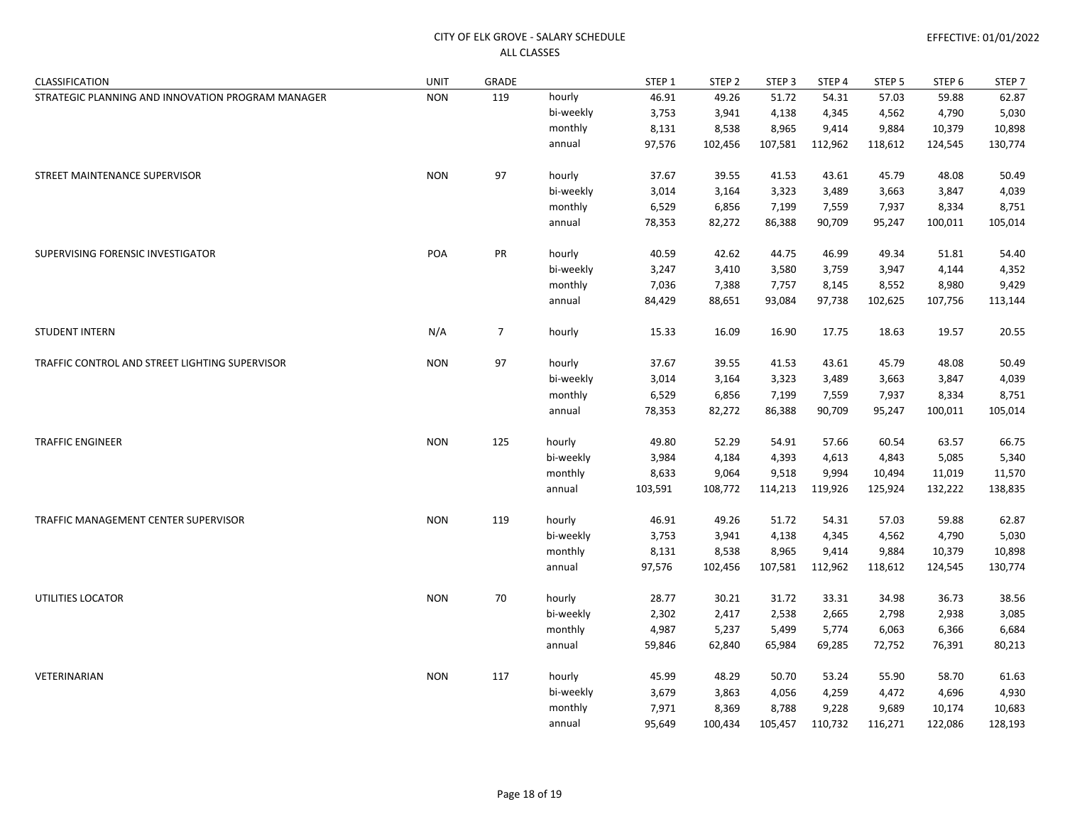CITY OF ELK GROVE - SALARY SCHEDULE
ALL CLASSES

EFFECTIVE: 01/01/2022

| CLASSIFICATION | UNIT | GRADE | | STEP 1 | STEP 2 | STEP 3 | STEP 4 | STEP 5 | STEP 6 | STEP 7 |
|---|---|---|---|---|---|---|---|---|---|---|
| STRATEGIC PLANNING AND INNOVATION PROGRAM MANAGER | NON | 119 | hourly | 46.91 | 49.26 | 51.72 | 54.31 | 57.03 | 59.88 | 62.87 |
| | | | bi-weekly | 3,753 | 3,941 | 4,138 | 4,345 | 4,562 | 4,790 | 5,030 |
| | | | monthly | 8,131 | 8,538 | 8,965 | 9,414 | 9,884 | 10,379 | 10,898 |
| | | | annual | 97,576 | 102,456 | 107,581 | 112,962 | 118,612 | 124,545 | 130,774 |
| STREET MAINTENANCE SUPERVISOR | NON | 97 | hourly | 37.67 | 39.55 | 41.53 | 43.61 | 45.79 | 48.08 | 50.49 |
| | | | bi-weekly | 3,014 | 3,164 | 3,323 | 3,489 | 3,663 | 3,847 | 4,039 |
| | | | monthly | 6,529 | 6,856 | 7,199 | 7,559 | 7,937 | 8,334 | 8,751 |
| | | | annual | 78,353 | 82,272 | 86,388 | 90,709 | 95,247 | 100,011 | 105,014 |
| SUPERVISING FORENSIC INVESTIGATOR | POA | PR | hourly | 40.59 | 42.62 | 44.75 | 46.99 | 49.34 | 51.81 | 54.40 |
| | | | bi-weekly | 3,247 | 3,410 | 3,580 | 3,759 | 3,947 | 4,144 | 4,352 |
| | | | monthly | 7,036 | 7,388 | 7,757 | 8,145 | 8,552 | 8,980 | 9,429 |
| | | | annual | 84,429 | 88,651 | 93,084 | 97,738 | 102,625 | 107,756 | 113,144 |
| STUDENT INTERN | N/A | 7 | hourly | 15.33 | 16.09 | 16.90 | 17.75 | 18.63 | 19.57 | 20.55 |
| TRAFFIC CONTROL AND STREET LIGHTING SUPERVISOR | NON | 97 | hourly | 37.67 | 39.55 | 41.53 | 43.61 | 45.79 | 48.08 | 50.49 |
| | | | bi-weekly | 3,014 | 3,164 | 3,323 | 3,489 | 3,663 | 3,847 | 4,039 |
| | | | monthly | 6,529 | 6,856 | 7,199 | 7,559 | 7,937 | 8,334 | 8,751 |
| | | | annual | 78,353 | 82,272 | 86,388 | 90,709 | 95,247 | 100,011 | 105,014 |
| TRAFFIC ENGINEER | NON | 125 | hourly | 49.80 | 52.29 | 54.91 | 57.66 | 60.54 | 63.57 | 66.75 |
| | | | bi-weekly | 3,984 | 4,184 | 4,393 | 4,613 | 4,843 | 5,085 | 5,340 |
| | | | monthly | 8,633 | 9,064 | 9,518 | 9,994 | 10,494 | 11,019 | 11,570 |
| | | | annual | 103,591 | 108,772 | 114,213 | 119,926 | 125,924 | 132,222 | 138,835 |
| TRAFFIC MANAGEMENT CENTER SUPERVISOR | NON | 119 | hourly | 46.91 | 49.26 | 51.72 | 54.31 | 57.03 | 59.88 | 62.87 |
| | | | bi-weekly | 3,753 | 3,941 | 4,138 | 4,345 | 4,562 | 4,790 | 5,030 |
| | | | monthly | 8,131 | 8,538 | 8,965 | 9,414 | 9,884 | 10,379 | 10,898 |
| | | | annual | 97,576 | 102,456 | 107,581 | 112,962 | 118,612 | 124,545 | 130,774 |
| UTILITIES LOCATOR | NON | 70 | hourly | 28.77 | 30.21 | 31.72 | 33.31 | 34.98 | 36.73 | 38.56 |
| | | | bi-weekly | 2,302 | 2,417 | 2,538 | 2,665 | 2,798 | 2,938 | 3,085 |
| | | | monthly | 4,987 | 5,237 | 5,499 | 5,774 | 6,063 | 6,366 | 6,684 |
| | | | annual | 59,846 | 62,840 | 65,984 | 69,285 | 72,752 | 76,391 | 80,213 |
| VETERINARIAN | NON | 117 | hourly | 45.99 | 48.29 | 50.70 | 53.24 | 55.90 | 58.70 | 61.63 |
| | | | bi-weekly | 3,679 | 3,863 | 4,056 | 4,259 | 4,472 | 4,696 | 4,930 |
| | | | monthly | 7,971 | 8,369 | 8,788 | 9,228 | 9,689 | 10,174 | 10,683 |
| | | | annual | 95,649 | 100,434 | 105,457 | 110,732 | 116,271 | 122,086 | 128,193 |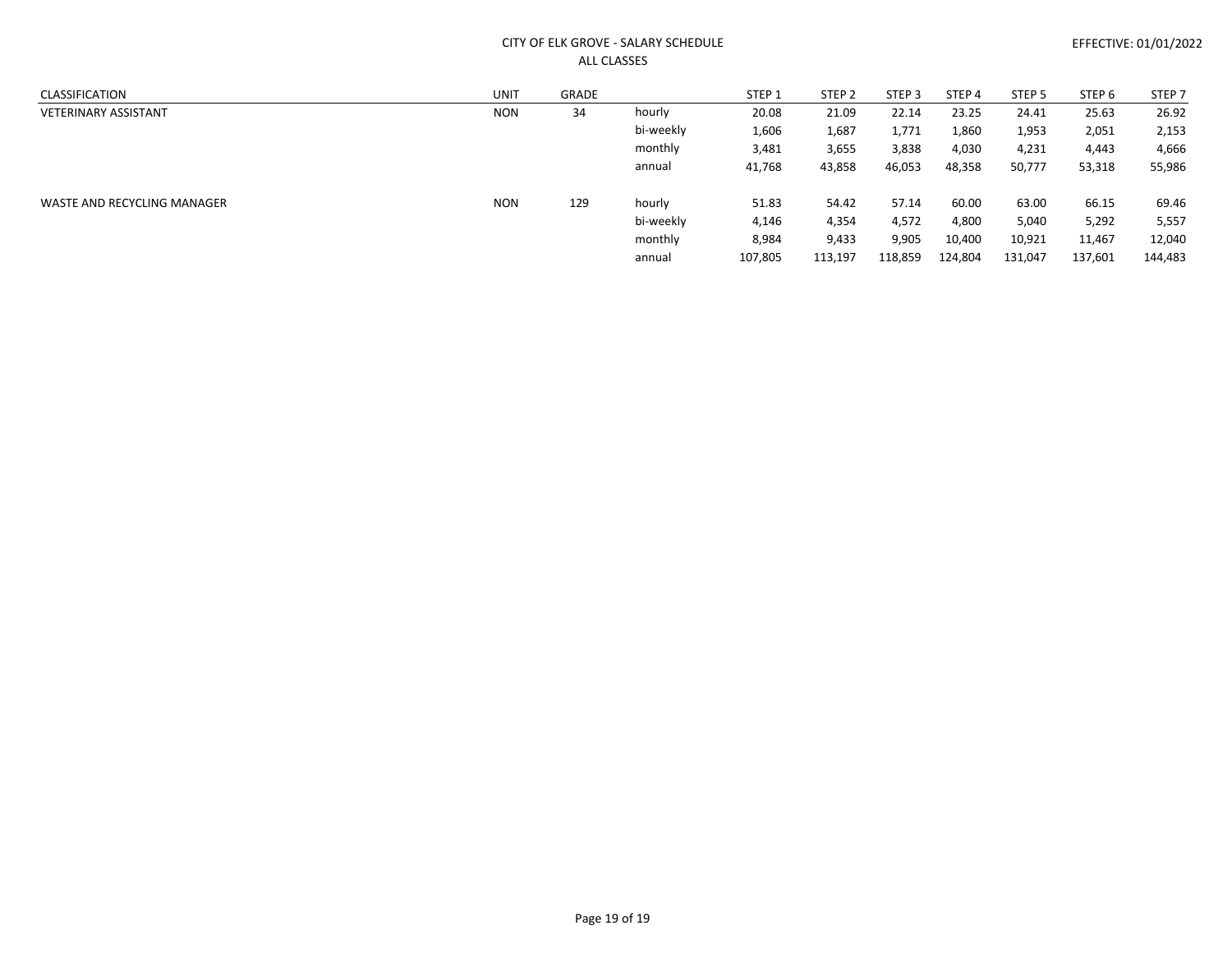CITY OF ELK GROVE - SALARY SCHEDULE
ALL CLASSES

EFFECTIVE: 01/01/2022

| CLASSIFICATION | UNIT | GRADE | | STEP 1 | STEP 2 | STEP 3 | STEP 4 | STEP 5 | STEP 6 | STEP 7 |
|---|---|---|---|---|---|---|---|---|---|---|
| VETERINARY ASSISTANT | NON | 34 | hourly | 20.08 | 21.09 | 22.14 | 23.25 | 24.41 | 25.63 | 26.92 |
| | | | bi-weekly | 1,606 | 1,687 | 1,771 | 1,860 | 1,953 | 2,051 | 2,153 |
| | | | monthly | 3,481 | 3,655 | 3,838 | 4,030 | 4,231 | 4,443 | 4,666 |
| | | | annual | 41,768 | 43,858 | 46,053 | 48,358 | 50,777 | 53,318 | 55,986 |
| WASTE AND RECYCLING MANAGER | NON | 129 | hourly | 51.83 | 54.42 | 57.14 | 60.00 | 63.00 | 66.15 | 69.46 |
| | | | bi-weekly | 4,146 | 4,354 | 4,572 | 4,800 | 5,040 | 5,292 | 5,557 |
| | | | monthly | 8,984 | 9,433 | 9,905 | 10,400 | 10,921 | 11,467 | 12,040 |
| | | | annual | 107,805 | 113,197 | 118,859 | 124,804 | 131,047 | 137,601 | 144,483 |